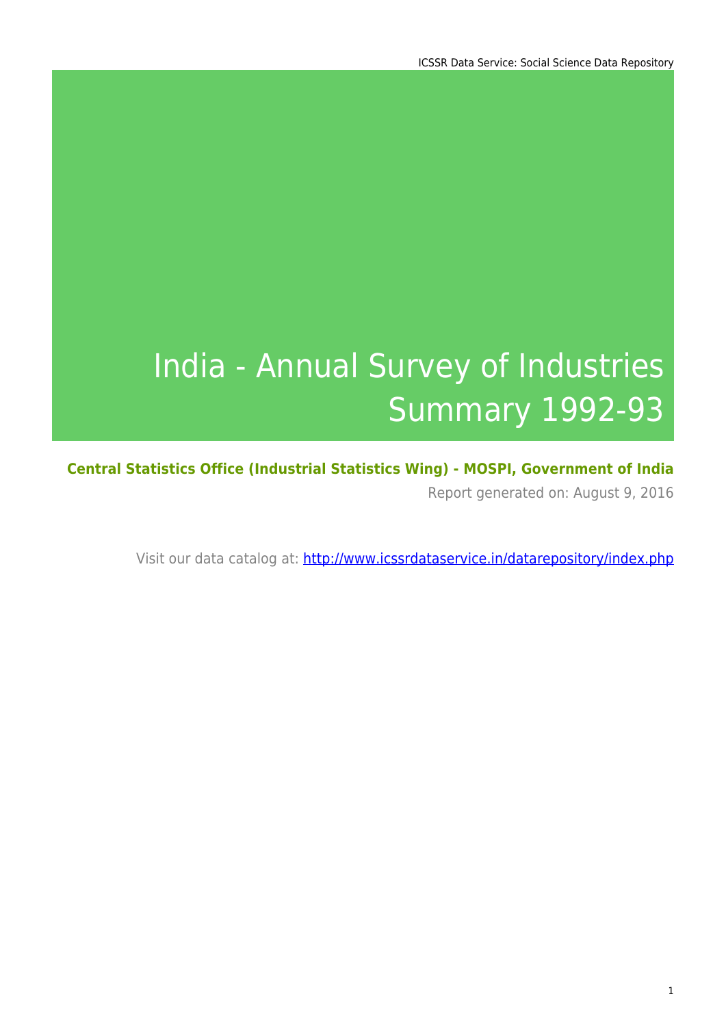# India - Annual Survey of Industries Summary 1992-93

**Central Statistics Office (Industrial Statistics Wing) - MOSPI, Government of India**

Report generated on: August 9, 2016

Visit our data catalog at: http://www.icssrdataservice.in/datarepository/index.php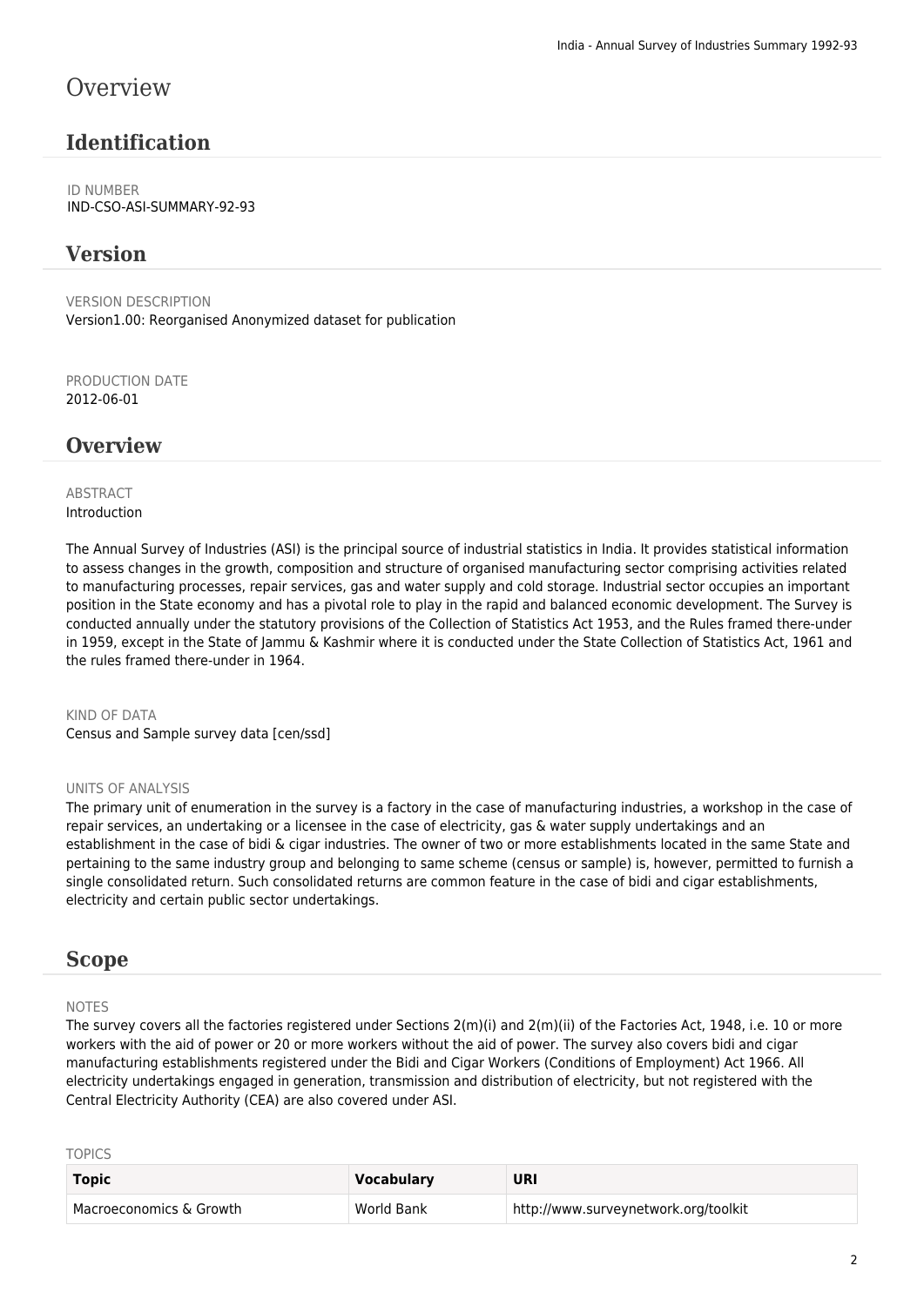# Overview

## Identification

ID NUMBER
IND-CSO-ASI-SUMMARY-92-93

## Version

VERSION DESCRIPTION
Version1.00: Reorganised Anonymized dataset for publication

PRODUCTION DATE
2012-06-01

## Overview

ABSTRACT
Introduction

The Annual Survey of Industries (ASI) is the principal source of industrial statistics in India. It provides statistical information to assess changes in the growth, composition and structure of organised manufacturing sector comprising activities related to manufacturing processes, repair services, gas and water supply and cold storage. Industrial sector occupies an important position in the State economy and has a pivotal role to play in the rapid and balanced economic development. The Survey is conducted annually under the statutory provisions of the Collection of Statistics Act 1953, and the Rules framed there-under in 1959, except in the State of Jammu & Kashmir where it is conducted under the State Collection of Statistics Act, 1961 and the rules framed there-under in 1964.

KIND OF DATA
Census and Sample survey data [cen/ssd]

UNITS OF ANALYSIS
The primary unit of enumeration in the survey is a factory in the case of manufacturing industries, a workshop in the case of repair services, an undertaking or a licensee in the case of electricity, gas & water supply undertakings and an establishment in the case of bidi & cigar industries. The owner of two or more establishments located in the same State and pertaining to the same industry group and belonging to same scheme (census or sample) is, however, permitted to furnish a single consolidated return. Such consolidated returns are common feature in the case of bidi and cigar establishments, electricity and certain public sector undertakings.

## Scope

NOTES
The survey covers all the factories registered under Sections 2(m)(i) and 2(m)(ii) of the Factories Act, 1948, i.e. 10 or more workers with the aid of power or 20 or more workers without the aid of power. The survey also covers bidi and cigar manufacturing establishments registered under the Bidi and Cigar Workers (Conditions of Employment) Act 1966. All electricity undertakings engaged in generation, transmission and distribution of electricity, but not registered with the Central Electricity Authority (CEA) are also covered under ASI.

TOPICS

| Topic | Vocabulary | URI |
|---|---|---|
| Macroeconomics & Growth | World Bank | http://www.surveynetwork.org/toolkit |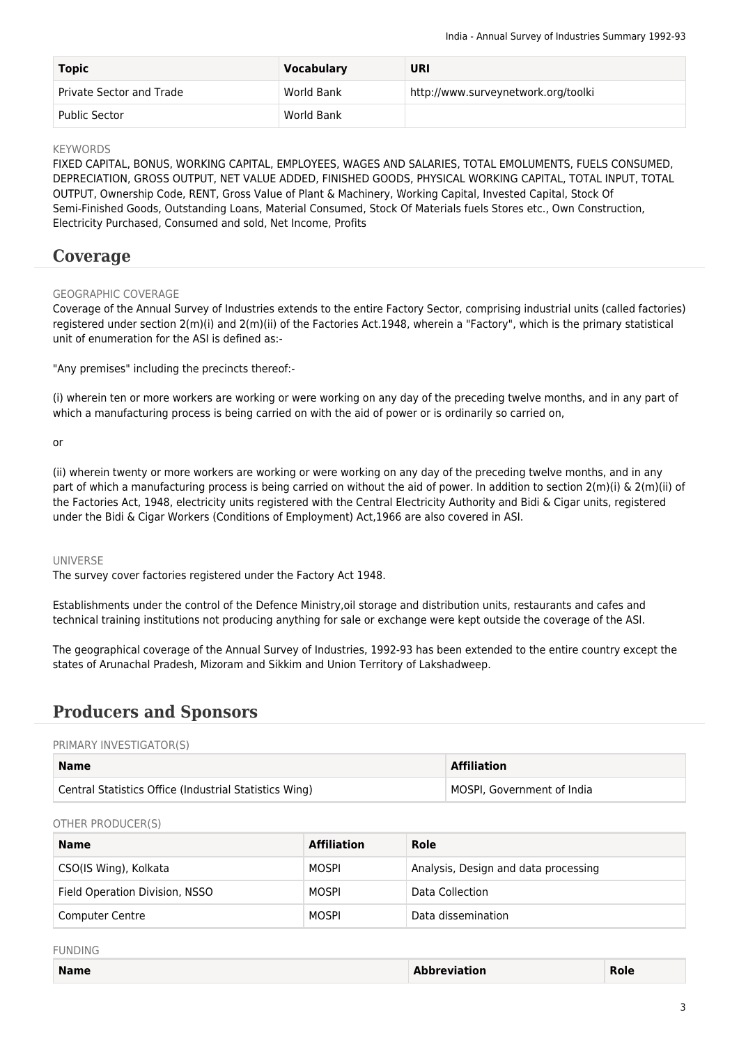| Topic | Vocabulary | URI |
| --- | --- | --- |
| Private Sector and Trade | World Bank | http://www.surveynetwork.org/toolki |
| Public Sector | World Bank | |

KEYWORDS

FIXED CAPITAL, BONUS, WORKING CAPITAL, EMPLOYEES, WAGES AND SALARIES, TOTAL EMOLUMENTS, FUELS CONSUMED, DEPRECIATION, GROSS OUTPUT, NET VALUE ADDED, FINISHED GOODS, PHYSICAL WORKING CAPITAL, TOTAL INPUT, TOTAL OUTPUT, Ownership Code, RENT, Gross Value of Plant & Machinery, Working Capital, Invested Capital, Stock Of Semi-Finished Goods, Outstanding Loans, Material Consumed, Stock Of Materials fuels Stores etc., Own Construction, Electricity Purchased, Consumed and sold, Net Income, Profits

# Coverage

GEOGRAPHIC COVERAGE

Coverage of the Annual Survey of Industries extends to the entire Factory Sector, comprising industrial units (called factories) registered under section 2(m)(i) and 2(m)(ii) of the Factories Act.1948, wherein a "Factory", which is the primary statistical unit of enumeration for the ASI is defined as:-

"Any premises" including the precincts thereof:-

(i) wherein ten or more workers are working or were working on any day of the preceding twelve months, and in any part of which a manufacturing process is being carried on with the aid of power or is ordinarily so carried on,

or

(ii) wherein twenty or more workers are working or were working on any day of the preceding twelve months, and in any part of which a manufacturing process is being carried on without the aid of power. In addition to section 2(m)(i) & 2(m)(ii) of the Factories Act, 1948, electricity units registered with the Central Electricity Authority and Bidi & Cigar units, registered under the Bidi & Cigar Workers (Conditions of Employment) Act,1966 are also covered in ASI.

UNIVERSE

The survey cover factories registered under the Factory Act 1948.

Establishments under the control of the Defence Ministry,oil storage and distribution units, restaurants and cafes and technical training institutions not producing anything for sale or exchange were kept outside the coverage of the ASI.

The geographical coverage of the Annual Survey of Industries, 1992-93 has been extended to the entire country except the states of Arunachal Pradesh, Mizoram and Sikkim and Union Territory of Lakshadweep.

# Producers and Sponsors

PRIMARY INVESTIGATOR(S)

| Name | Affiliation |
| --- | --- |
| Central Statistics Office (Industrial Statistics Wing) | MOSPI, Government of India |

OTHER PRODUCER(S)

| Name | Affiliation | Role |
| --- | --- | --- |
| CSO(IS Wing), Kolkata | MOSPI | Analysis, Design and data processing |
| Field Operation Division, NSSO | MOSPI | Data Collection |
| Computer Centre | MOSPI | Data dissemination |

FUNDING

| Name | Abbreviation | Role |
| --- | --- | --- |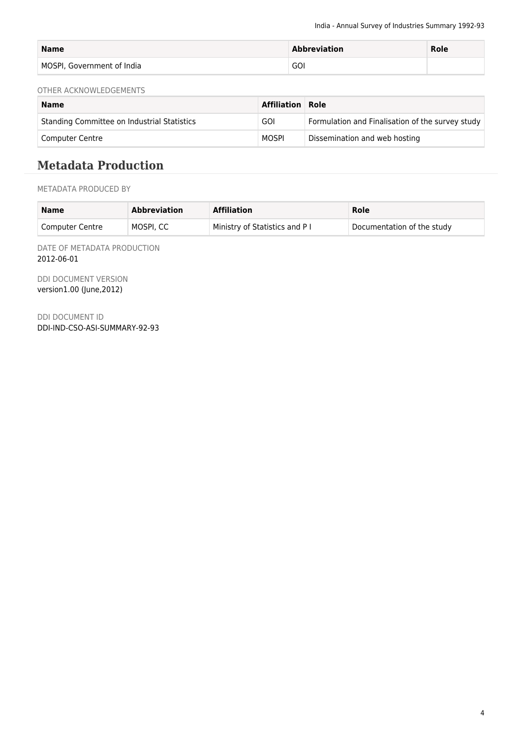| Name | Abbreviation | Role |
|---|---|---|
| MOSPI, Government of India | GOI | |

OTHER ACKNOWLEDGEMENTS

| Name | Affiliation | Role |
|---|---|---|
| Standing Committee on Industrial Statistics | GOI | Formulation and Finalisation of the survey study |
| Computer Centre | MOSPI | Dissemination and web hosting |

## Metadata Production

METADATA PRODUCED BY

| Name | Abbreviation | Affiliation | Role |
|---|---|---|---|
| Computer Centre | MOSPI, CC | Ministry of Statistics and P I | Documentation of the study |

DATE OF METADATA PRODUCTION
2012-06-01

DDI DOCUMENT VERSION
version1.00 (June,2012)

DDI DOCUMENT ID
DDI-IND-CSO-ASI-SUMMARY-92-93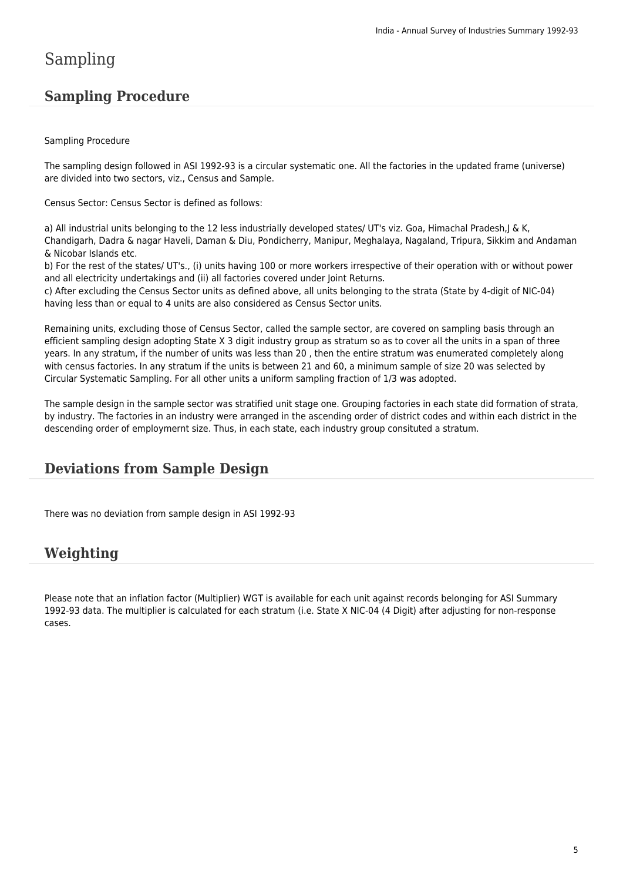# Sampling

## Sampling Procedure

Sampling Procedure

The sampling design followed in ASI 1992-93 is a circular systematic one. All the factories in the updated frame (universe) are divided into two sectors, viz., Census and Sample.

Census Sector: Census Sector is defined as follows:

a) All industrial units belonging to the 12 less industrially developed states/ UT's viz. Goa, Himachal Pradesh,J & K, Chandigarh, Dadra & nagar Haveli, Daman & Diu, Pondicherry, Manipur, Meghalaya, Nagaland, Tripura, Sikkim and Andaman & Nicobar Islands etc.
b) For the rest of the states/ UT's., (i) units having 100 or more workers irrespective of their operation with or without power and all electricity undertakings and (ii) all factories covered under Joint Returns.
c) After excluding the Census Sector units as defined above, all units belonging to the strata (State by 4-digit of NIC-04) having less than or equal to 4 units are also considered as Census Sector units.

Remaining units, excluding those of Census Sector, called the sample sector, are covered on sampling basis through an efficient sampling design adopting State X 3 digit industry group as stratum so as to cover all the units in a span of three years. In any stratum, if the number of units was less than 20 , then the entire stratum was enumerated completely along with census factories. In any stratum if the units is between 21 and 60, a minimum sample of size 20 was selected by Circular Systematic Sampling. For all other units a uniform sampling fraction of 1/3 was adopted.

The sample design in the sample sector was stratified unit stage one. Grouping factories in each state did formation of strata, by industry. The factories in an industry were arranged in the ascending order of district codes and within each district in the descending order of employmernt size. Thus, in each state, each industry group consituted a stratum.

## Deviations from Sample Design

There was no deviation from sample design in ASI 1992-93

## Weighting

Please note that an inflation factor (Multiplier) WGT is available for each unit against records belonging for ASI Summary 1992-93 data. The multiplier is calculated for each stratum (i.e. State X NIC-04 (4 Digit) after adjusting for non-response cases.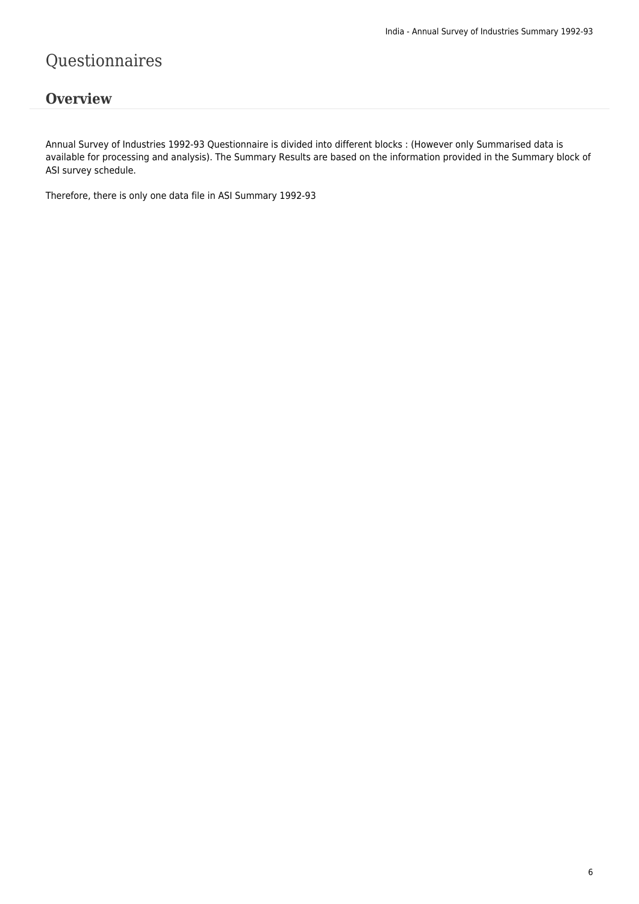# Questionnaires

## Overview

Annual Survey of Industries 1992-93 Questionnaire is divided into different blocks : (However only Summarised data is available for processing and analysis). The Summary Results are based on the information provided in the Summary block of ASI survey schedule.

Therefore, there is only one data file in ASI Summary 1992-93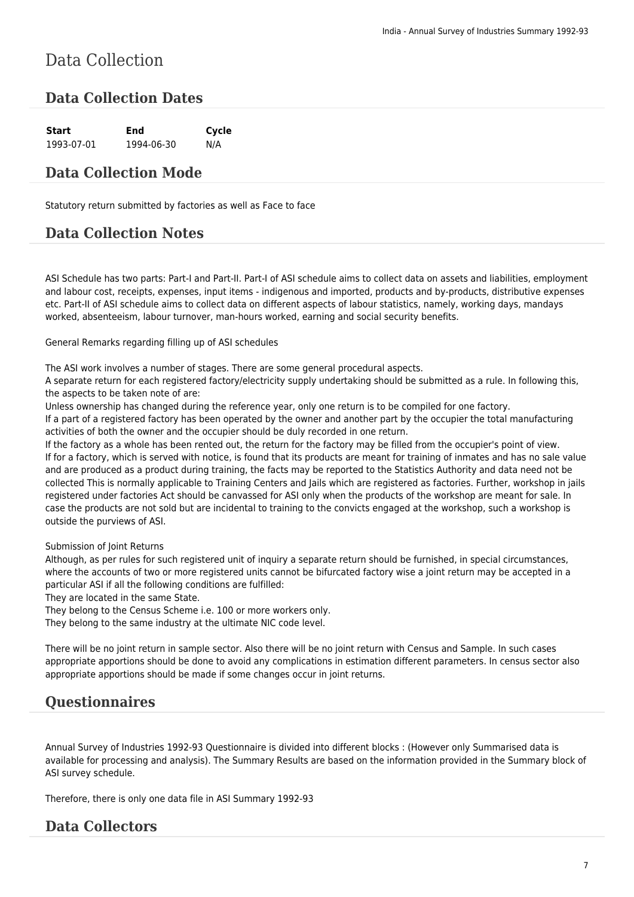# Data Collection

## Data Collection Dates

| Start | End | Cycle |
|---|---|---|
| 1993-07-01 | 1994-06-30 | N/A |

## Data Collection Mode

Statutory return submitted by factories as well as Face to face

## Data Collection Notes

ASI Schedule has two parts: Part-I and Part-II. Part-I of ASI schedule aims to collect data on assets and liabilities, employment and labour cost, receipts, expenses, input items - indigenous and imported, products and by-products, distributive expenses etc. Part-II of ASI schedule aims to collect data on different aspects of labour statistics, namely, working days, mandays worked, absenteeism, labour turnover, man-hours worked, earning and social security benefits.

General Remarks regarding filling up of ASI schedules

The ASI work involves a number of stages. There are some general procedural aspects.
A separate return for each registered factory/electricity supply undertaking should be submitted as a rule. In following this, the aspects to be taken note of are:
Unless ownership has changed during the reference year, only one return is to be compiled for one factory.
If a part of a registered factory has been operated by the owner and another part by the occupier the total manufacturing activities of both the owner and the occupier should be duly recorded in one return.
If the factory as a whole has been rented out, the return for the factory may be filled from the occupier's point of view.
If for a factory, which is served with notice, is found that its products are meant for training of inmates and has no sale value and are produced as a product during training, the facts may be reported to the Statistics Authority and data need not be collected This is normally applicable to Training Centers and Jails which are registered as factories. Further, workshop in jails registered under factories Act should be canvassed for ASI only when the products of the workshop are meant for sale. In case the products are not sold but are incidental to training to the convicts engaged at the workshop, such a workshop is outside the purviews of ASI.

Submission of Joint Returns
Although, as per rules for such registered unit of inquiry a separate return should be furnished, in special circumstances, where the accounts of two or more registered units cannot be bifurcated factory wise a joint return may be accepted in a particular ASI if all the following conditions are fulfilled:
They are located in the same State.
They belong to the Census Scheme i.e. 100 or more workers only.
They belong to the same industry at the ultimate NIC code level.

There will be no joint return in sample sector. Also there will be no joint return with Census and Sample. In such cases appropriate apportions should be done to avoid any complications in estimation different parameters. In census sector also appropriate apportions should be made if some changes occur in joint returns.

## Questionnaires

Annual Survey of Industries 1992-93 Questionnaire is divided into different blocks : (However only Summarised data is available for processing and analysis). The Summary Results are based on the information provided in the Summary block of ASI survey schedule.

Therefore, there is only one data file in ASI Summary 1992-93

## Data Collectors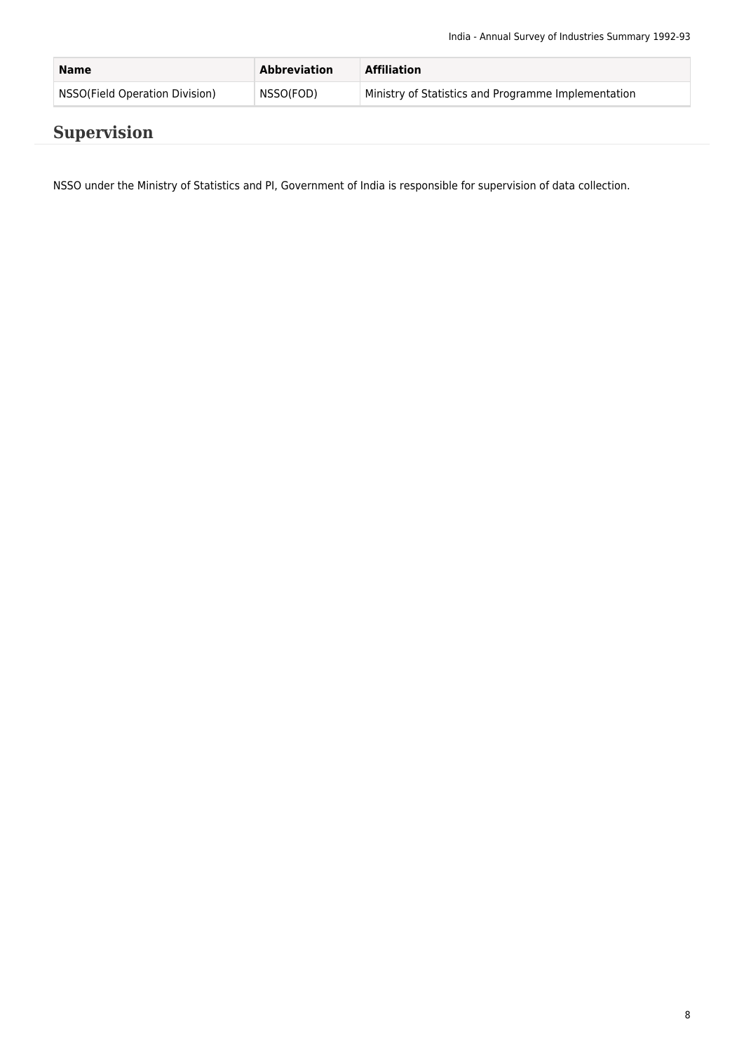| Name | Abbreviation | Affiliation |
| --- | --- | --- |
| NSSO(Field Operation Division) | NSSO(FOD) | Ministry of Statistics and Programme Implementation |

## Supervision

NSSO under the Ministry of Statistics and PI, Government of India is responsible for supervision of data collection.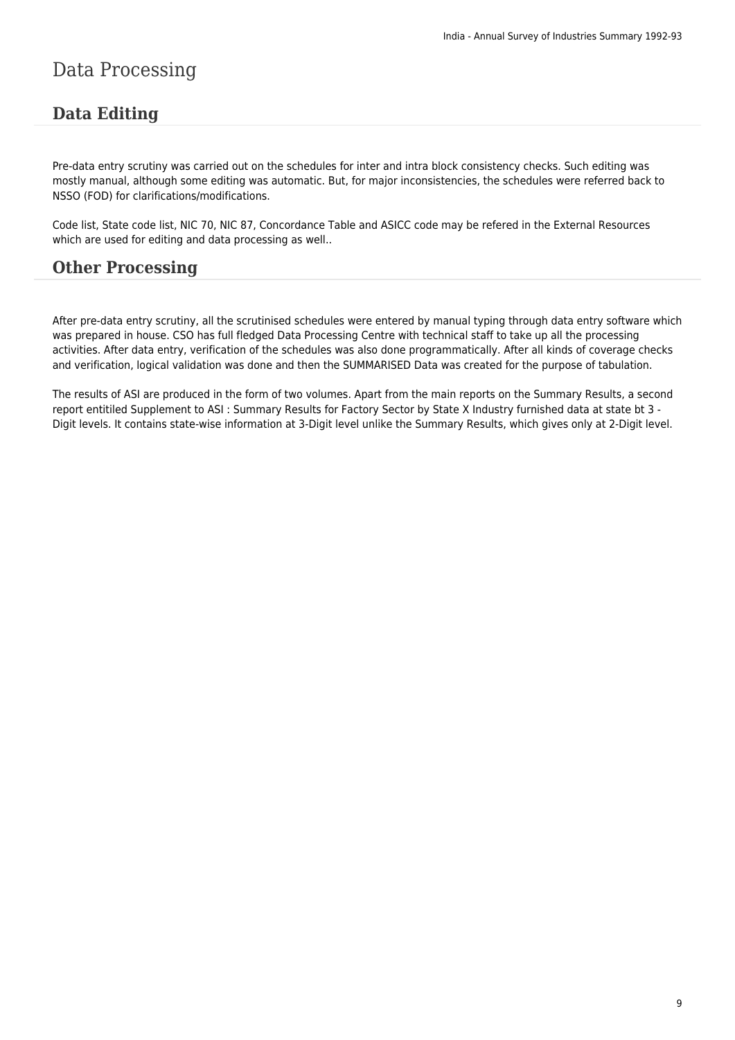# Data Processing

## Data Editing

Pre-data entry scrutiny was carried out on the schedules for inter and intra block consistency checks. Such editing was mostly manual, although some editing was automatic. But, for major inconsistencies, the schedules were referred back to NSSO (FOD) for clarifications/modifications.

Code list, State code list, NIC 70, NIC 87, Concordance Table and ASICC code may be refered in the External Resources which are used for editing and data processing as well..

## Other Processing

After pre-data entry scrutiny, all the scrutinised schedules were entered by manual typing through data entry software which was prepared in house. CSO has full fledged Data Processing Centre with technical staff to take up all the processing activities. After data entry, verification of the schedules was also done programmatically. After all kinds of coverage checks and verification, logical validation was done and then the SUMMARISED Data was created for the purpose of tabulation.

The results of ASI are produced in the form of two volumes. Apart from the main reports on the Summary Results, a second report entitiled Supplement to ASI : Summary Results for Factory Sector by State X Industry furnished data at state bt 3 - Digit levels. It contains state-wise information at 3-Digit level unlike the Summary Results, which gives only at 2-Digit level.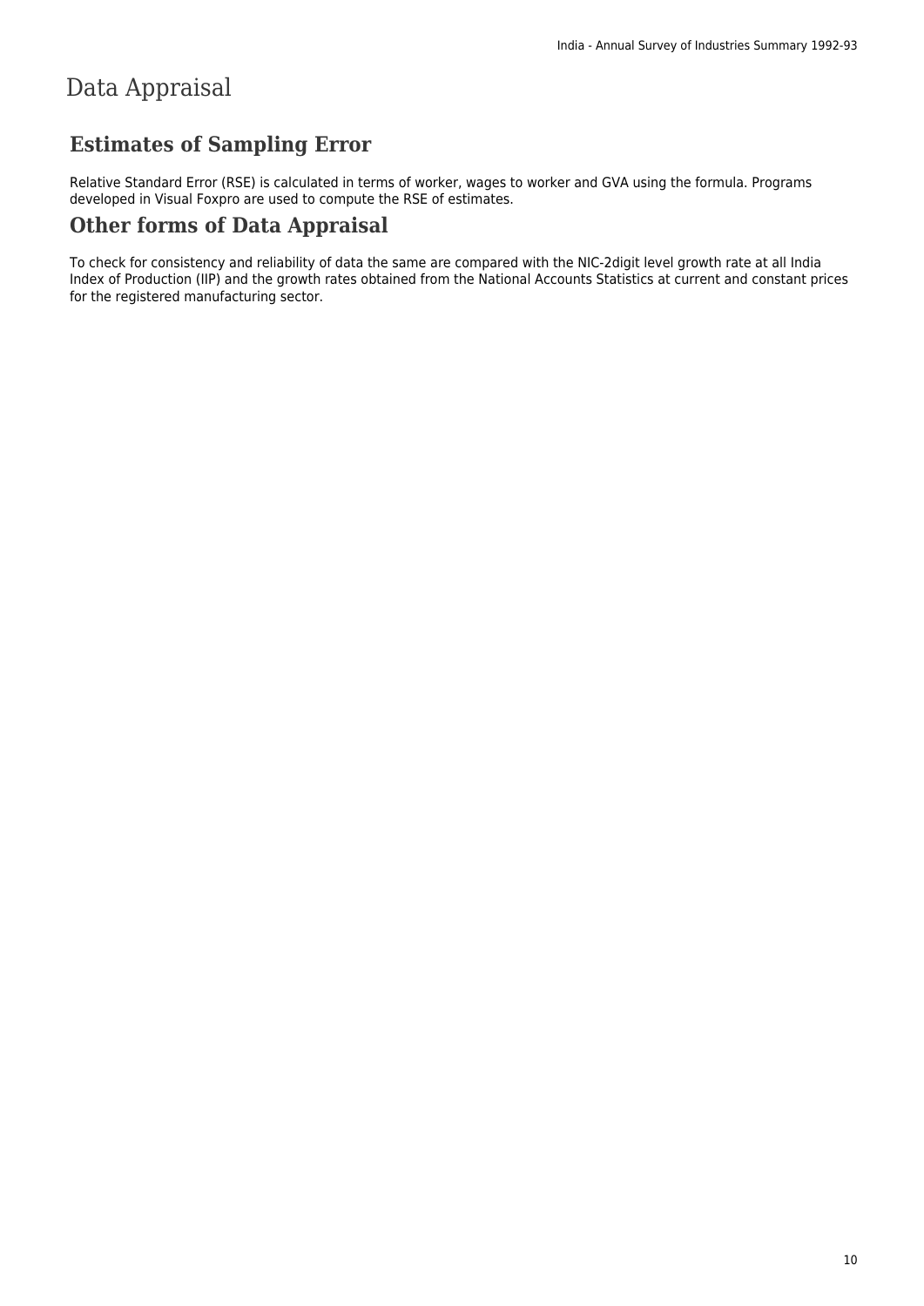# Data Appraisal

## Estimates of Sampling Error

Relative Standard Error (RSE) is calculated in terms of worker, wages to worker and GVA using the formula. Programs developed in Visual Foxpro are used to compute the RSE of estimates.

## Other forms of Data Appraisal

To check for consistency and reliability of data the same are compared with the NIC-2digit level growth rate at all India Index of Production (IIP) and the growth rates obtained from the National Accounts Statistics at current and constant prices for the registered manufacturing sector.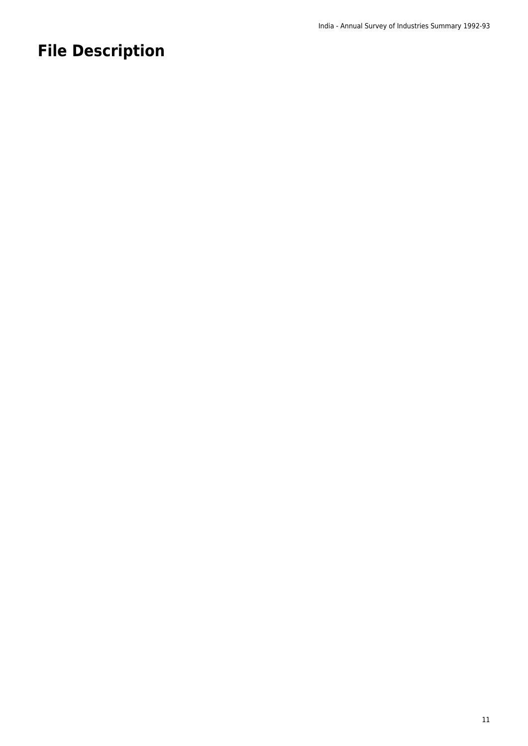# File Description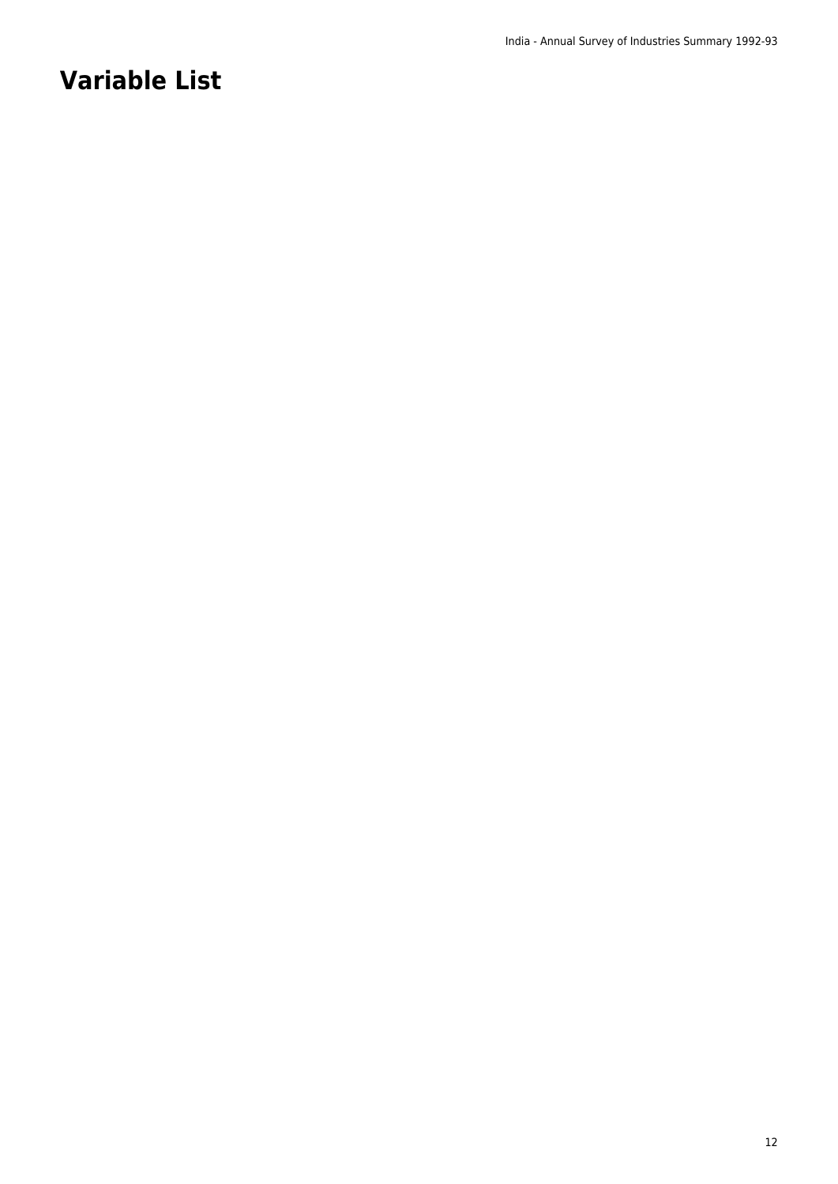# Variable List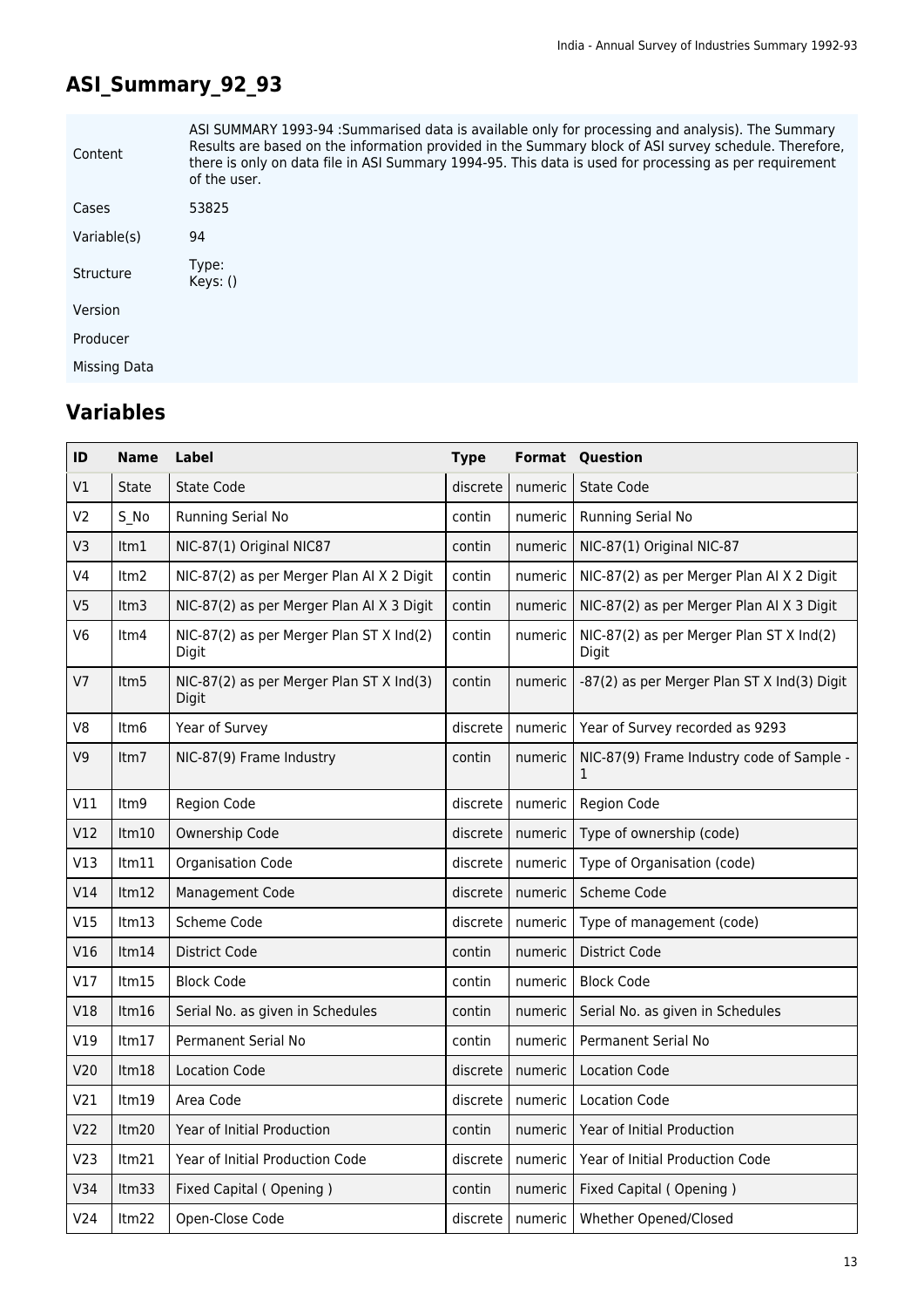## ASI_Summary_92_93

| | |
|---|---|
| Content | ASI SUMMARY 1993-94 :Summarised data is available only for processing and analysis). The Summary Results are based on the information provided in the Summary block of ASI survey schedule. Therefore, there is only on data file in ASI Summary 1994-95. This data is used for processing as per requirement of the user. |
| Cases | 53825 |
| Variable(s) | 94 |
| Structure | Type:<br>Keys: () |
| Version | |
| Producer | |
| Missing Data | |

## Variables

| ID | Name | Label | Type | Format | Question |
|---|---|---|---|---|---|
| V1 | State | State Code | discrete | numeric | State Code |
| V2 | S_No | Running Serial No | contin | numeric | Running Serial No |
| V3 | Itm1 | NIC-87(1) Original NIC87 | contin | numeric | NIC-87(1) Original NIC-87 |
| V4 | Itm2 | NIC-87(2) as per Merger Plan AI X 2 Digit | contin | numeric | NIC-87(2) as per Merger Plan AI X 2 Digit |
| V5 | Itm3 | NIC-87(2) as per Merger Plan AI X 3 Digit | contin | numeric | NIC-87(2) as per Merger Plan AI X 3 Digit |
| V6 | Itm4 | NIC-87(2) as per Merger Plan ST X Ind(2) Digit | contin | numeric | NIC-87(2) as per Merger Plan ST X Ind(2) Digit |
| V7 | Itm5 | NIC-87(2) as per Merger Plan ST X Ind(3) Digit | contin | numeric | -87(2) as per Merger Plan ST X Ind(3) Digit |
| V8 | Itm6 | Year of Survey | discrete | numeric | Year of Survey recorded as 9293 |
| V9 | Itm7 | NIC-87(9) Frame Industry | contin | numeric | NIC-87(9) Frame Industry code of Sample - 1 |
| V11 | Itm9 | Region Code | discrete | numeric | Region Code |
| V12 | Itm10 | Ownership Code | discrete | numeric | Type of ownership (code) |
| V13 | Itm11 | Organisation Code | discrete | numeric | Type of Organisation (code) |
| V14 | Itm12 | Management Code | discrete | numeric | Scheme Code |
| V15 | Itm13 | Scheme Code | discrete | numeric | Type of management (code) |
| V16 | Itm14 | District Code | contin | numeric | District Code |
| V17 | Itm15 | Block Code | contin | numeric | Block Code |
| V18 | Itm16 | Serial No. as given in Schedules | contin | numeric | Serial No. as given in Schedules |
| V19 | Itm17 | Permanent Serial No | contin | numeric | Permanent Serial No |
| V20 | Itm18 | Location Code | discrete | numeric | Location Code |
| V21 | Itm19 | Area Code | discrete | numeric | Location Code |
| V22 | Itm20 | Year of Initial Production | contin | numeric | Year of Initial Production |
| V23 | Itm21 | Year of Initial Production Code | discrete | numeric | Year of Initial Production Code |
| V34 | Itm33 | Fixed Capital ( Opening ) | contin | numeric | Fixed Capital ( Opening ) |
| V24 | Itm22 | Open-Close Code | discrete | numeric | Whether Opened/Closed |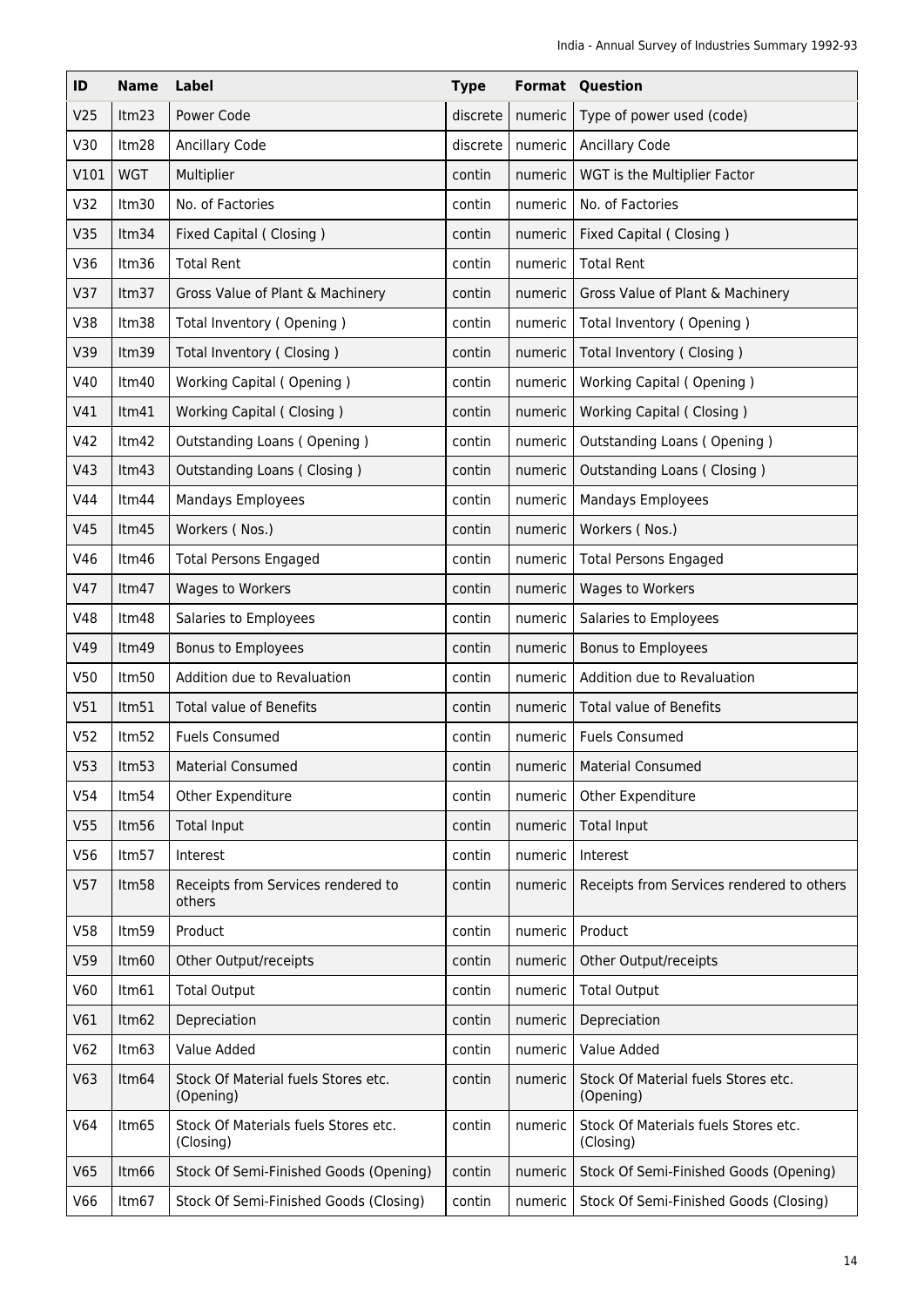| ID | Name | Label | Type | Format | Question |
|---|---|---|---|---|---|
| V25 | Itm23 | Power Code | discrete | numeric | Type of power used (code) |
| V30 | Itm28 | Ancillary Code | discrete | numeric | Ancillary Code |
| V101 | WGT | Multiplier | contin | numeric | WGT is the Multiplier Factor |
| V32 | Itm30 | No. of Factories | contin | numeric | No. of Factories |
| V35 | Itm34 | Fixed Capital ( Closing ) | contin | numeric | Fixed Capital ( Closing ) |
| V36 | Itm36 | Total Rent | contin | numeric | Total Rent |
| V37 | Itm37 | Gross Value of Plant & Machinery | contin | numeric | Gross Value of Plant & Machinery |
| V38 | Itm38 | Total Inventory ( Opening ) | contin | numeric | Total Inventory ( Opening ) |
| V39 | Itm39 | Total Inventory ( Closing ) | contin | numeric | Total Inventory ( Closing ) |
| V40 | Itm40 | Working Capital ( Opening ) | contin | numeric | Working Capital ( Opening ) |
| V41 | Itm41 | Working Capital ( Closing ) | contin | numeric | Working Capital ( Closing ) |
| V42 | Itm42 | Outstanding Loans ( Opening ) | contin | numeric | Outstanding Loans ( Opening ) |
| V43 | Itm43 | Outstanding Loans ( Closing ) | contin | numeric | Outstanding Loans ( Closing ) |
| V44 | Itm44 | Mandays Employees | contin | numeric | Mandays Employees |
| V45 | Itm45 | Workers ( Nos.) | contin | numeric | Workers ( Nos.) |
| V46 | Itm46 | Total Persons Engaged | contin | numeric | Total Persons Engaged |
| V47 | Itm47 | Wages to Workers | contin | numeric | Wages to Workers |
| V48 | Itm48 | Salaries to Employees | contin | numeric | Salaries to Employees |
| V49 | Itm49 | Bonus to Employees | contin | numeric | Bonus to Employees |
| V50 | Itm50 | Addition due to Revaluation | contin | numeric | Addition due to Revaluation |
| V51 | Itm51 | Total value of Benefits | contin | numeric | Total value of Benefits |
| V52 | Itm52 | Fuels Consumed | contin | numeric | Fuels Consumed |
| V53 | Itm53 | Material Consumed | contin | numeric | Material Consumed |
| V54 | Itm54 | Other Expenditure | contin | numeric | Other Expenditure |
| V55 | Itm56 | Total Input | contin | numeric | Total Input |
| V56 | Itm57 | Interest | contin | numeric | Interest |
| V57 | Itm58 | Receipts from Services rendered to others | contin | numeric | Receipts from Services rendered to others |
| V58 | Itm59 | Product | contin | numeric | Product |
| V59 | Itm60 | Other Output/receipts | contin | numeric | Other Output/receipts |
| V60 | Itm61 | Total Output | contin | numeric | Total Output |
| V61 | Itm62 | Depreciation | contin | numeric | Depreciation |
| V62 | Itm63 | Value Added | contin | numeric | Value Added |
| V63 | Itm64 | Stock Of Material fuels Stores etc. (Opening) | contin | numeric | Stock Of Material fuels Stores etc. (Opening) |
| V64 | Itm65 | Stock Of Materials fuels Stores etc. (Closing) | contin | numeric | Stock Of Materials fuels Stores etc. (Closing) |
| V65 | Itm66 | Stock Of Semi-Finished Goods (Opening) | contin | numeric | Stock Of Semi-Finished Goods (Opening) |
| V66 | Itm67 | Stock Of Semi-Finished Goods (Closing) | contin | numeric | Stock Of Semi-Finished Goods (Closing) |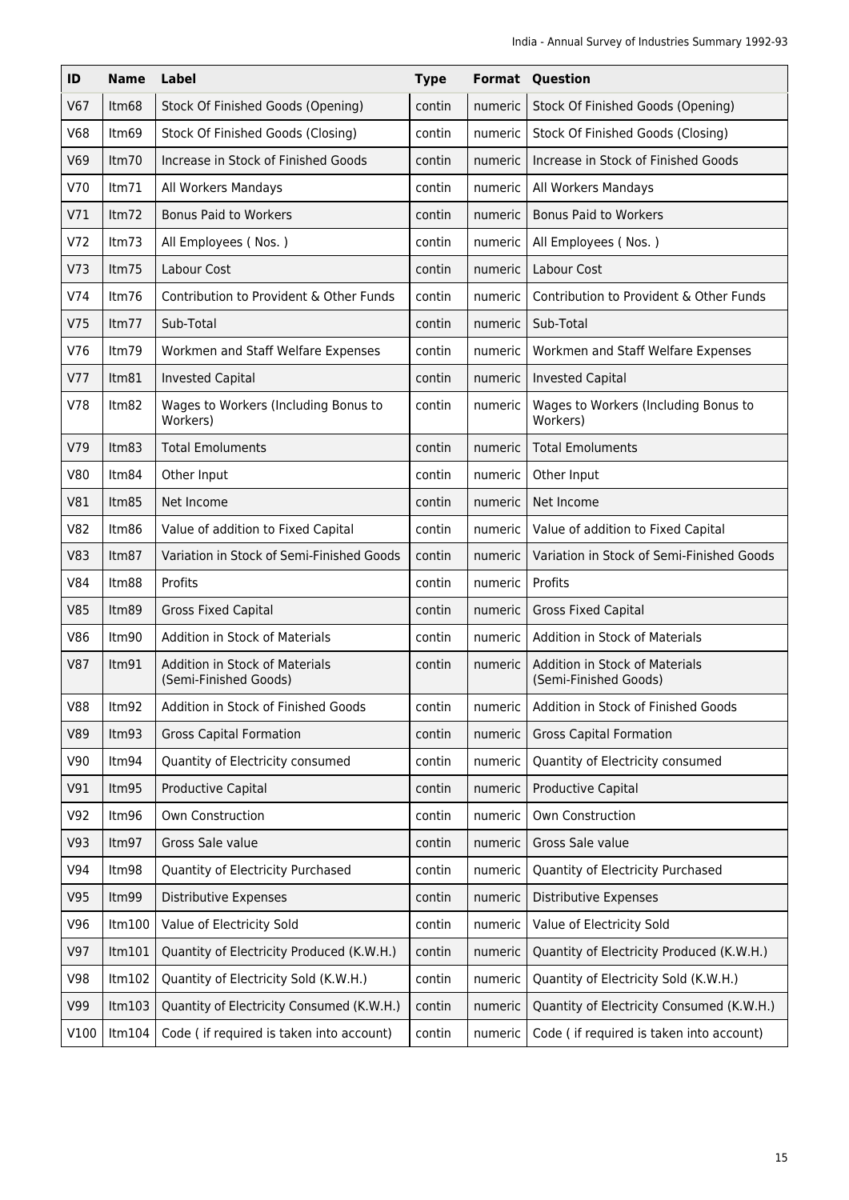| ID | Name | Label | Type | Format | Question |
|---|---|---|---|---|---|
| V67 | Itm68 | Stock Of Finished Goods (Opening) | contin | numeric | Stock Of Finished Goods (Opening) |
| V68 | Itm69 | Stock Of Finished Goods (Closing) | contin | numeric | Stock Of Finished Goods (Closing) |
| V69 | Itm70 | Increase in Stock of Finished Goods | contin | numeric | Increase in Stock of Finished Goods |
| V70 | Itm71 | All Workers Mandays | contin | numeric | All Workers Mandays |
| V71 | Itm72 | Bonus Paid to Workers | contin | numeric | Bonus Paid to Workers |
| V72 | Itm73 | All Employees ( Nos. ) | contin | numeric | All Employees ( Nos. ) |
| V73 | Itm75 | Labour Cost | contin | numeric | Labour Cost |
| V74 | Itm76 | Contribution to Provident & Other Funds | contin | numeric | Contribution to Provident & Other Funds |
| V75 | Itm77 | Sub-Total | contin | numeric | Sub-Total |
| V76 | Itm79 | Workmen and Staff Welfare Expenses | contin | numeric | Workmen and Staff Welfare Expenses |
| V77 | Itm81 | Invested Capital | contin | numeric | Invested Capital |
| V78 | Itm82 | Wages to Workers (Including Bonus to Workers) | contin | numeric | Wages to Workers (Including Bonus to Workers) |
| V79 | Itm83 | Total Emoluments | contin | numeric | Total Emoluments |
| V80 | Itm84 | Other Input | contin | numeric | Other Input |
| V81 | Itm85 | Net Income | contin | numeric | Net Income |
| V82 | Itm86 | Value of addition to Fixed Capital | contin | numeric | Value of addition to Fixed Capital |
| V83 | Itm87 | Variation in Stock of Semi-Finished Goods | contin | numeric | Variation in Stock of Semi-Finished Goods |
| V84 | Itm88 | Profits | contin | numeric | Profits |
| V85 | Itm89 | Gross Fixed Capital | contin | numeric | Gross Fixed Capital |
| V86 | Itm90 | Addition in Stock of Materials | contin | numeric | Addition in Stock of Materials |
| V87 | Itm91 | Addition in Stock of Materials (Semi-Finished Goods) | contin | numeric | Addition in Stock of Materials (Semi-Finished Goods) |
| V88 | Itm92 | Addition in Stock of Finished Goods | contin | numeric | Addition in Stock of Finished Goods |
| V89 | Itm93 | Gross Capital Formation | contin | numeric | Gross Capital Formation |
| V90 | Itm94 | Quantity of Electricity consumed | contin | numeric | Quantity of Electricity consumed |
| V91 | Itm95 | Productive Capital | contin | numeric | Productive Capital |
| V92 | Itm96 | Own Construction | contin | numeric | Own Construction |
| V93 | Itm97 | Gross Sale value | contin | numeric | Gross Sale value |
| V94 | Itm98 | Quantity of Electricity Purchased | contin | numeric | Quantity of Electricity Purchased |
| V95 | Itm99 | Distributive Expenses | contin | numeric | Distributive Expenses |
| V96 | Itm100 | Value of Electricity Sold | contin | numeric | Value of Electricity Sold |
| V97 | Itm101 | Quantity of Electricity Produced (K.W.H.) | contin | numeric | Quantity of Electricity Produced (K.W.H.) |
| V98 | Itm102 | Quantity of Electricity Sold (K.W.H.) | contin | numeric | Quantity of Electricity Sold (K.W.H.) |
| V99 | Itm103 | Quantity of Electricity Consumed (K.W.H.) | contin | numeric | Quantity of Electricity Consumed (K.W.H.) |
| V100 | Itm104 | Code ( if required is taken into account) | contin | numeric | Code ( if required is taken into account) |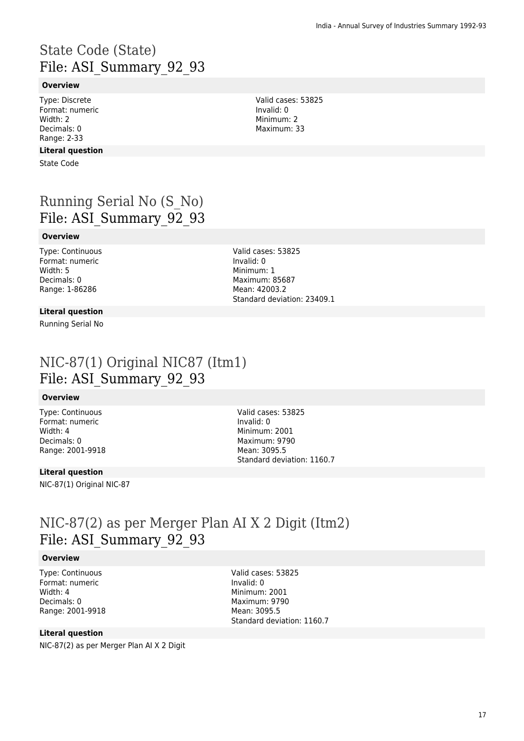# State Code (State)
File: ASI_Summary_92_93

### Overview

Type: Discrete
Format: numeric
Width: 2
Decimals: 0
Range: 2-33

Valid cases: 53825
Invalid: 0
Minimum: 2
Maximum: 33

### Literal question

State Code

# Running Serial No (S_No)
File: ASI_Summary_92_93

### Overview

Type: Continuous
Format: numeric
Width: 5
Decimals: 0
Range: 1-86286

Valid cases: 53825
Invalid: 0
Minimum: 1
Maximum: 85687
Mean: 42003.2
Standard deviation: 23409.1

### Literal question

Running Serial No

# NIC-87(1) Original NIC87 (Itm1)
File: ASI_Summary_92_93

### Overview

Type: Continuous
Format: numeric
Width: 4
Decimals: 0
Range: 2001-9918

Valid cases: 53825
Invalid: 0
Minimum: 2001
Maximum: 9790
Mean: 3095.5
Standard deviation: 1160.7

### Literal question

NIC-87(1) Original NIC-87

# NIC-87(2) as per Merger Plan AI X 2 Digit (Itm2)
File: ASI_Summary_92_93

### Overview

Type: Continuous
Format: numeric
Width: 4
Decimals: 0
Range: 2001-9918

Valid cases: 53825
Invalid: 0
Minimum: 2001
Maximum: 9790
Mean: 3095.5
Standard deviation: 1160.7

### Literal question

NIC-87(2) as per Merger Plan AI X 2 Digit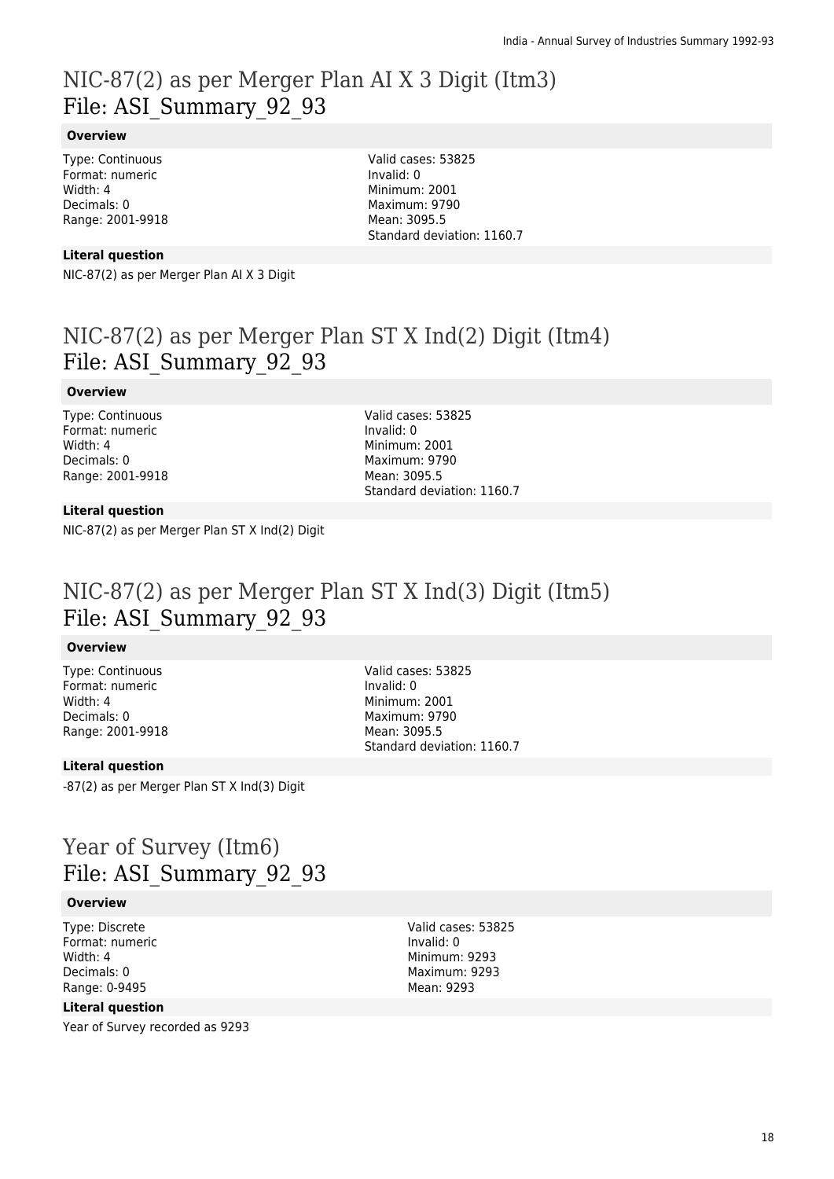# NIC-87(2) as per Merger Plan AI X 3 Digit (Itm3)
# File: ASI_Summary_92_93

### Overview

Type: Continuous
Format: numeric
Width: 4
Decimals: 0
Range: 2001-9918

Valid cases: 53825
Invalid: 0
Minimum: 2001
Maximum: 9790
Mean: 3095.5
Standard deviation: 1160.7

### Literal question

NIC-87(2) as per Merger Plan AI X 3 Digit

# NIC-87(2) as per Merger Plan ST X Ind(2) Digit (Itm4)
# File: ASI_Summary_92_93

### Overview

Type: Continuous
Format: numeric
Width: 4
Decimals: 0
Range: 2001-9918

Valid cases: 53825
Invalid: 0
Minimum: 2001
Maximum: 9790
Mean: 3095.5
Standard deviation: 1160.7

### Literal question

NIC-87(2) as per Merger Plan ST X Ind(2) Digit

# NIC-87(2) as per Merger Plan ST X Ind(3) Digit (Itm5)
# File: ASI_Summary_92_93

### Overview

Type: Continuous
Format: numeric
Width: 4
Decimals: 0
Range: 2001-9918

Valid cases: 53825
Invalid: 0
Minimum: 2001
Maximum: 9790
Mean: 3095.5
Standard deviation: 1160.7

### Literal question

-87(2) as per Merger Plan ST X Ind(3) Digit

# Year of Survey (Itm6)
# File: ASI_Summary_92_93

### Overview

Type: Discrete
Format: numeric
Width: 4
Decimals: 0
Range: 0-9495

Valid cases: 53825
Invalid: 0
Minimum: 9293
Maximum: 9293
Mean: 9293

### Literal question

Year of Survey recorded as 9293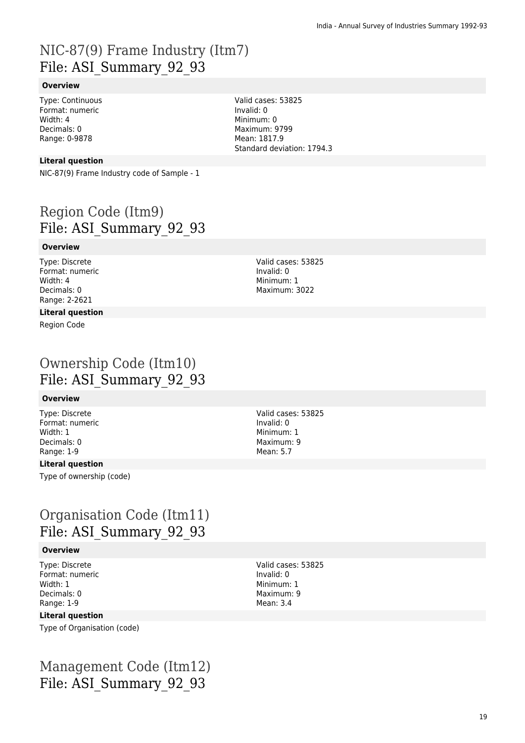# NIC-87(9) Frame Industry (Itm7)
File: ASI_Summary_92_93

#### Overview

Type: Continuous
Format: numeric
Width: 4
Decimals: 0
Range: 0-9878

Valid cases: 53825
Invalid: 0
Minimum: 0
Maximum: 9799
Mean: 1817.9
Standard deviation: 1794.3

#### Literal question

NIC-87(9) Frame Industry code of Sample - 1

# Region Code (Itm9)
File: ASI_Summary_92_93

#### Overview

Type: Discrete
Format: numeric
Width: 4
Decimals: 0
Range: 2-2621

Valid cases: 53825
Invalid: 0
Minimum: 1
Maximum: 3022

#### Literal question

Region Code

# Ownership Code (Itm10)
File: ASI_Summary_92_93

#### Overview

Type: Discrete
Format: numeric
Width: 1
Decimals: 0
Range: 1-9

Valid cases: 53825
Invalid: 0
Minimum: 1
Maximum: 9
Mean: 5.7

#### Literal question

Type of ownership (code)

# Organisation Code (Itm11)
File: ASI_Summary_92_93

#### Overview

Type: Discrete
Format: numeric
Width: 1
Decimals: 0
Range: 1-9

Valid cases: 53825
Invalid: 0
Minimum: 1
Maximum: 9
Mean: 3.4

#### Literal question

Type of Organisation (code)

# Management Code (Itm12)
File: ASI_Summary_92_93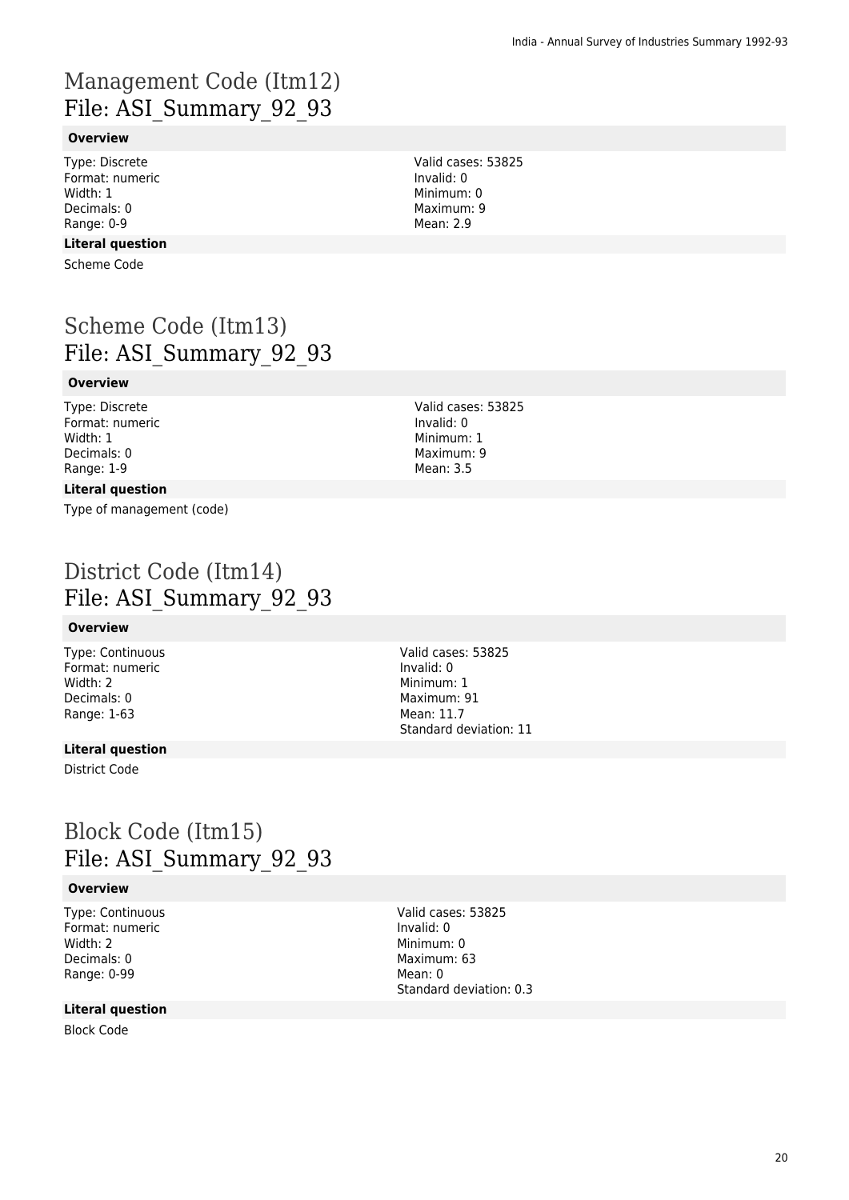# Management Code (Itm12)
## File: ASI_Summary_92_93

**Overview**

Type: Discrete
Format: numeric
Width: 1
Decimals: 0
Range: 0-9

Valid cases: 53825
Invalid: 0
Minimum: 0
Maximum: 9
Mean: 2.9

**Literal question**

Scheme Code

# Scheme Code (Itm13)
## File: ASI_Summary_92_93

**Overview**

Type: Discrete
Format: numeric
Width: 1
Decimals: 0
Range: 1-9

Valid cases: 53825
Invalid: 0
Minimum: 1
Maximum: 9
Mean: 3.5

**Literal question**

Type of management (code)

# District Code (Itm14)
## File: ASI_Summary_92_93

**Overview**

Type: Continuous
Format: numeric
Width: 2
Decimals: 0
Range: 1-63

Valid cases: 53825
Invalid: 0
Minimum: 1
Maximum: 91
Mean: 11.7
Standard deviation: 11

**Literal question**

District Code

# Block Code (Itm15)
## File: ASI_Summary_92_93

**Overview**

Type: Continuous
Format: numeric
Width: 2
Decimals: 0
Range: 0-99

Valid cases: 53825
Invalid: 0
Minimum: 0
Maximum: 63
Mean: 0
Standard deviation: 0.3

**Literal question**

Block Code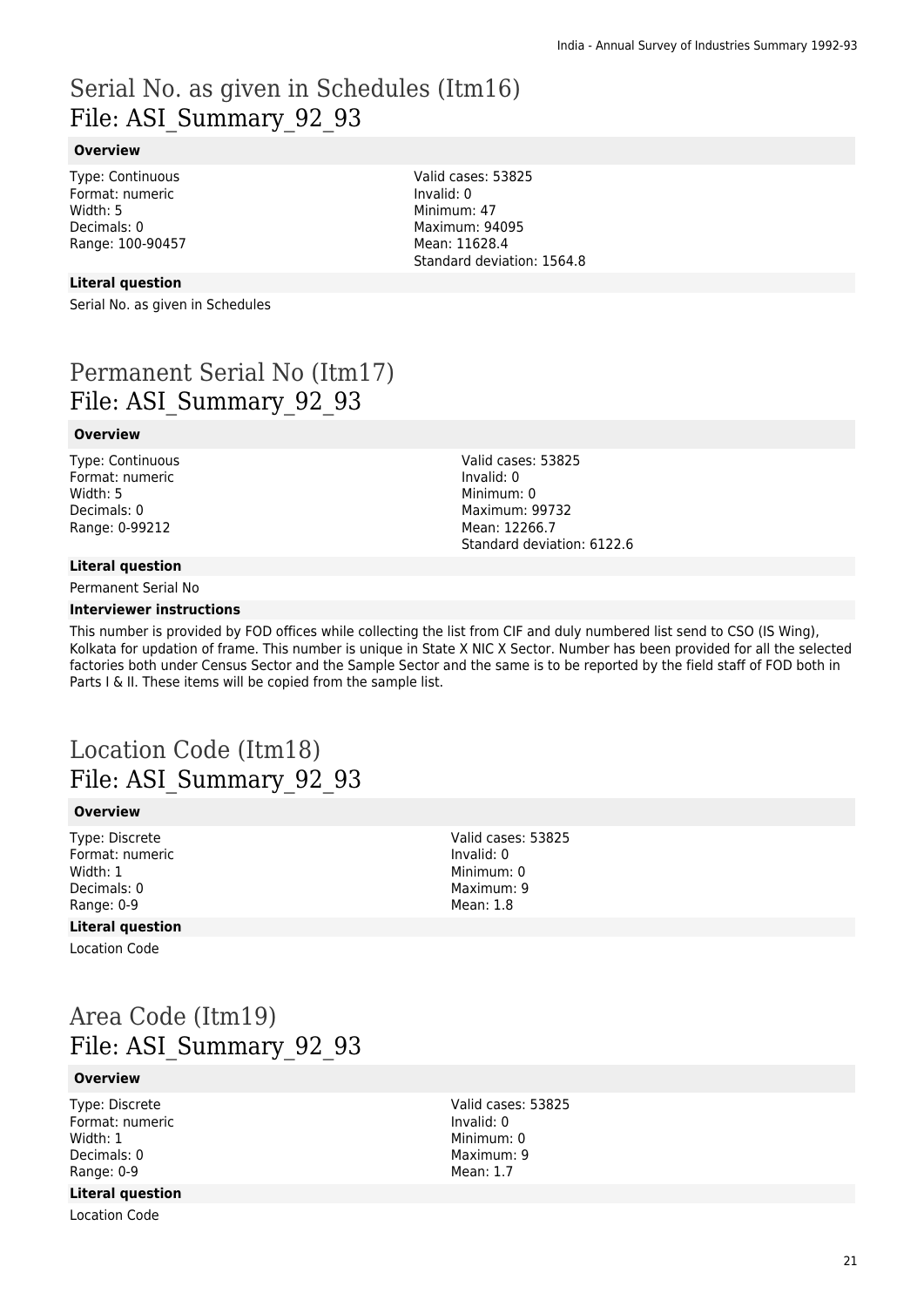# Serial No. as given in Schedules (Itm16)
File: ASI_Summary_92_93

### Overview

Type: Continuous
Format: numeric
Width: 5
Decimals: 0
Range: 100-90457

Valid cases: 53825
Invalid: 0
Minimum: 47
Maximum: 94095
Mean: 11628.4
Standard deviation: 1564.8

### Literal question

Serial No. as given in Schedules

# Permanent Serial No (Itm17)
File: ASI_Summary_92_93

### Overview

Type: Continuous
Format: numeric
Width: 5
Decimals: 0
Range: 0-99212

Valid cases: 53825
Invalid: 0
Minimum: 0
Maximum: 99732
Mean: 12266.7
Standard deviation: 6122.6

### Literal question

Permanent Serial No

### Interviewer instructions

This number is provided by FOD offices while collecting the list from CIF and duly numbered list send to CSO (IS Wing), Kolkata for updation of frame. This number is unique in State X NIC X Sector. Number has been provided for all the selected factories both under Census Sector and the Sample Sector and the same is to be reported by the field staff of FOD both in Parts I & II. These items will be copied from the sample list.

# Location Code (Itm18)
File: ASI_Summary_92_93

### Overview

Type: Discrete
Format: numeric
Width: 1
Decimals: 0
Range: 0-9

Valid cases: 53825
Invalid: 0
Minimum: 0
Maximum: 9
Mean: 1.8

### Literal question

Location Code

# Area Code (Itm19)
File: ASI_Summary_92_93

### Overview

Type: Discrete
Format: numeric
Width: 1
Decimals: 0
Range: 0-9

Valid cases: 53825
Invalid: 0
Minimum: 0
Maximum: 9
Mean: 1.7

### Literal question

Location Code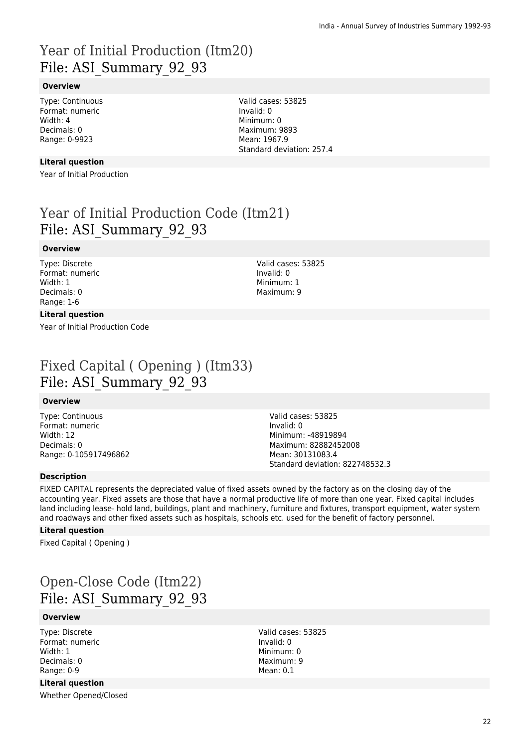# Year of Initial Production (Itm20)
## File: ASI_Summary_92_93

### Overview

Type: Continuous
Format: numeric
Width: 4
Decimals: 0
Range: 0-9923

Valid cases: 53825
Invalid: 0
Minimum: 0
Maximum: 9893
Mean: 1967.9
Standard deviation: 257.4

### Literal question

Year of Initial Production

# Year of Initial Production Code (Itm21)
## File: ASI_Summary_92_93

### Overview

Type: Discrete
Format: numeric
Width: 1
Decimals: 0
Range: 1-6

Valid cases: 53825
Invalid: 0
Minimum: 1
Maximum: 9

### Literal question

Year of Initial Production Code

# Fixed Capital ( Opening ) (Itm33)
## File: ASI_Summary_92_93

### Overview

Type: Continuous
Format: numeric
Width: 12
Decimals: 0
Range: 0-105917496862

Valid cases: 53825
Invalid: 0
Minimum: -48919894
Maximum: 82882452008
Mean: 30131083.4
Standard deviation: 822748532.3

### Description

FIXED CAPITAL represents the depreciated value of fixed assets owned by the factory as on the closing day of the accounting year. Fixed assets are those that have a normal productive life of more than one year. Fixed capital includes land including lease- hold land, buildings, plant and machinery, furniture and fixtures, transport equipment, water system and roadways and other fixed assets such as hospitals, schools etc. used for the benefit of factory personnel.

### Literal question

Fixed Capital ( Opening )

# Open-Close Code (Itm22)
## File: ASI_Summary_92_93

### Overview

Type: Discrete
Format: numeric
Width: 1
Decimals: 0
Range: 0-9

Valid cases: 53825
Invalid: 0
Minimum: 0
Maximum: 9
Mean: 0.1

### Literal question

Whether Opened/Closed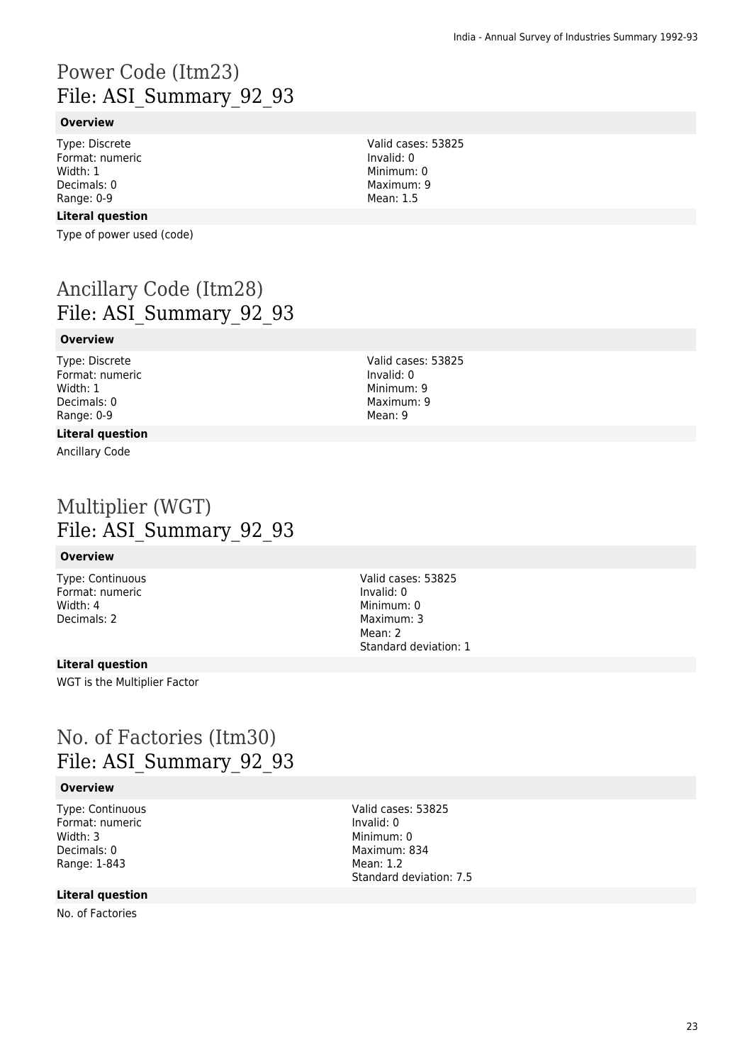# Power Code (Itm23)
## File: ASI_Summary_92_93

**Overview**

Type: Discrete
Format: numeric
Width: 1
Decimals: 0
Range: 0-9

Valid cases: 53825
Invalid: 0
Minimum: 0
Maximum: 9
Mean: 1.5

**Literal question**

Type of power used (code)

# Ancillary Code (Itm28)
## File: ASI_Summary_92_93

**Overview**

Type: Discrete
Format: numeric
Width: 1
Decimals: 0
Range: 0-9

Valid cases: 53825
Invalid: 0
Minimum: 9
Maximum: 9
Mean: 9

**Literal question**

Ancillary Code

# Multiplier (WGT)
## File: ASI_Summary_92_93

**Overview**

Type: Continuous
Format: numeric
Width: 4
Decimals: 2

Valid cases: 53825
Invalid: 0
Minimum: 0
Maximum: 3
Mean: 2
Standard deviation: 1

**Literal question**

WGT is the Multiplier Factor

# No. of Factories (Itm30)
## File: ASI_Summary_92_93

**Overview**

Type: Continuous
Format: numeric
Width: 3
Decimals: 0
Range: 1-843

Valid cases: 53825
Invalid: 0
Minimum: 0
Maximum: 834
Mean: 1.2
Standard deviation: 7.5

**Literal question**

No. of Factories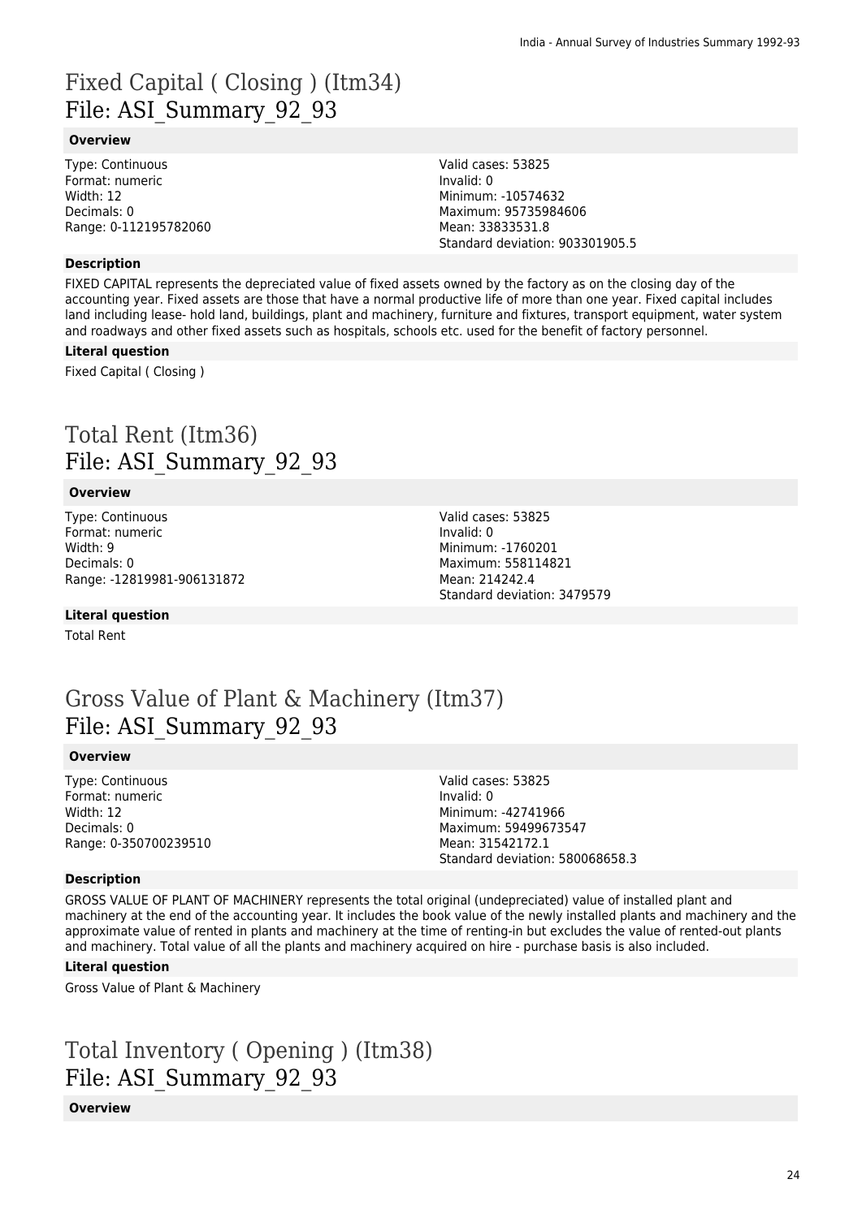# Fixed Capital ( Closing ) (Itm34)
## File: ASI_Summary_92_93

### Overview

Type: Continuous
Format: numeric
Width: 12
Decimals: 0
Range: 0-112195782060

Valid cases: 53825
Invalid: 0
Minimum: -10574632
Maximum: 95735984606
Mean: 33833531.8
Standard deviation: 903301905.5

### Description

FIXED CAPITAL represents the depreciated value of fixed assets owned by the factory as on the closing day of the accounting year. Fixed assets are those that have a normal productive life of more than one year. Fixed capital includes land including lease- hold land, buildings, plant and machinery, furniture and fixtures, transport equipment, water system and roadways and other fixed assets such as hospitals, schools etc. used for the benefit of factory personnel.

### Literal question

Fixed Capital ( Closing )

# Total Rent (Itm36)
## File: ASI_Summary_92_93

### Overview

Type: Continuous
Format: numeric
Width: 9
Decimals: 0
Range: -12819981-906131872

Valid cases: 53825
Invalid: 0
Minimum: -1760201
Maximum: 558114821
Mean: 214242.4
Standard deviation: 3479579

### Literal question

Total Rent

# Gross Value of Plant & Machinery (Itm37)
## File: ASI_Summary_92_93

### Overview

Type: Continuous
Format: numeric
Width: 12
Decimals: 0
Range: 0-350700239510

Valid cases: 53825
Invalid: 0
Minimum: -42741966
Maximum: 59499673547
Mean: 31542172.1
Standard deviation: 580068658.3

### Description

GROSS VALUE OF PLANT OF MACHINERY represents the total original (undepreciated) value of installed plant and machinery at the end of the accounting year. It includes the book value of the newly installed plants and machinery and the approximate value of rented in plants and machinery at the time of renting-in but excludes the value of rented-out plants and machinery. Total value of all the plants and machinery acquired on hire - purchase basis is also included.

### Literal question

Gross Value of Plant & Machinery

# Total Inventory ( Opening ) (Itm38)
## File: ASI_Summary_92_93

### Overview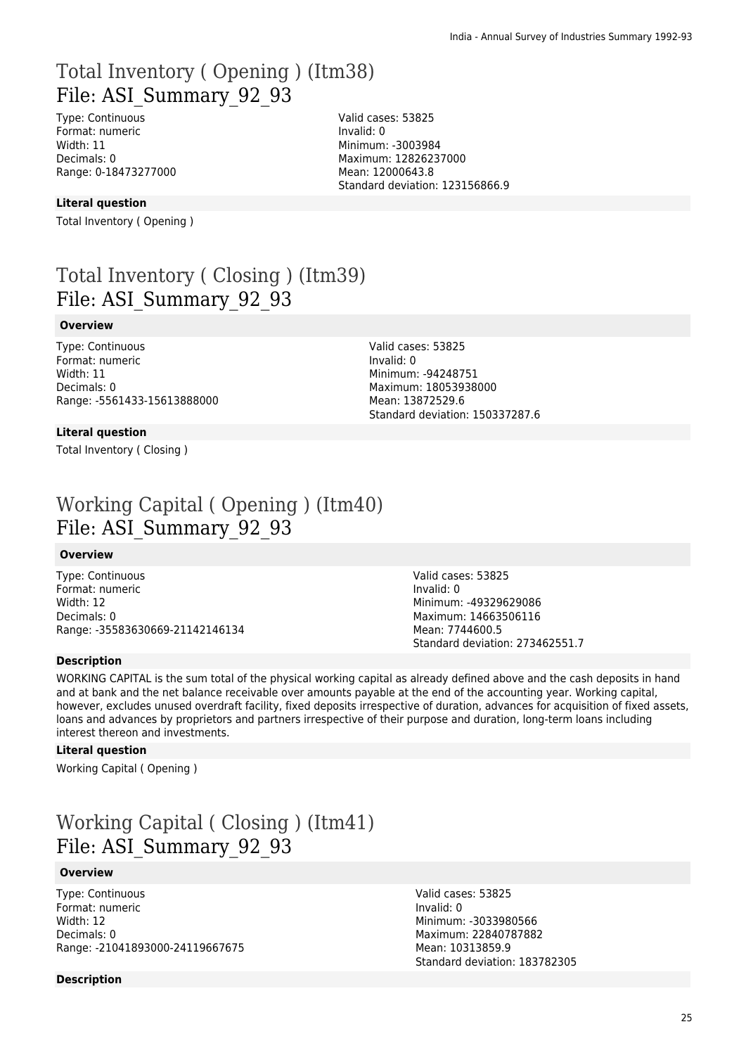# Total Inventory ( Opening ) (Itm38)
## File: ASI_Summary_92_93

Type: Continuous
Format: numeric
Width: 11
Decimals: 0
Range: 0-18473277000

Valid cases: 53825
Invalid: 0
Minimum: -3003984
Maximum: 12826237000
Mean: 12000643.8
Standard deviation: 123156866.9

**Literal question**

Total Inventory ( Opening )

# Total Inventory ( Closing ) (Itm39)
## File: ASI_Summary_92_93

**Overview**

Type: Continuous
Format: numeric
Width: 11
Decimals: 0
Range: -5561433-15613888000

Valid cases: 53825
Invalid: 0
Minimum: -94248751
Maximum: 18053938000
Mean: 13872529.6
Standard deviation: 150337287.6

**Literal question**

Total Inventory ( Closing )

# Working Capital ( Opening ) (Itm40)
## File: ASI_Summary_92_93

**Overview**

Type: Continuous
Format: numeric
Width: 12
Decimals: 0
Range: -35583630669-21142146134

Valid cases: 53825
Invalid: 0
Minimum: -49329629086
Maximum: 14663506116
Mean: 7744600.5
Standard deviation: 273462551.7

**Description**

WORKING CAPITAL is the sum total of the physical working capital as already defined above and the cash deposits in hand and at bank and the net balance receivable over amounts payable at the end of the accounting year. Working capital, however, excludes unused overdraft facility, fixed deposits irrespective of duration, advances for acquisition of fixed assets, loans and advances by proprietors and partners irrespective of their purpose and duration, long-term loans including interest thereon and investments.

**Literal question**

Working Capital ( Opening )

# Working Capital ( Closing ) (Itm41)
## File: ASI_Summary_92_93

**Overview**

Type: Continuous
Format: numeric
Width: 12
Decimals: 0
Range: -21041893000-24119667675

Valid cases: 53825
Invalid: 0
Minimum: -3033980566
Maximum: 22840787882
Mean: 10313859.9
Standard deviation: 183782305

**Description**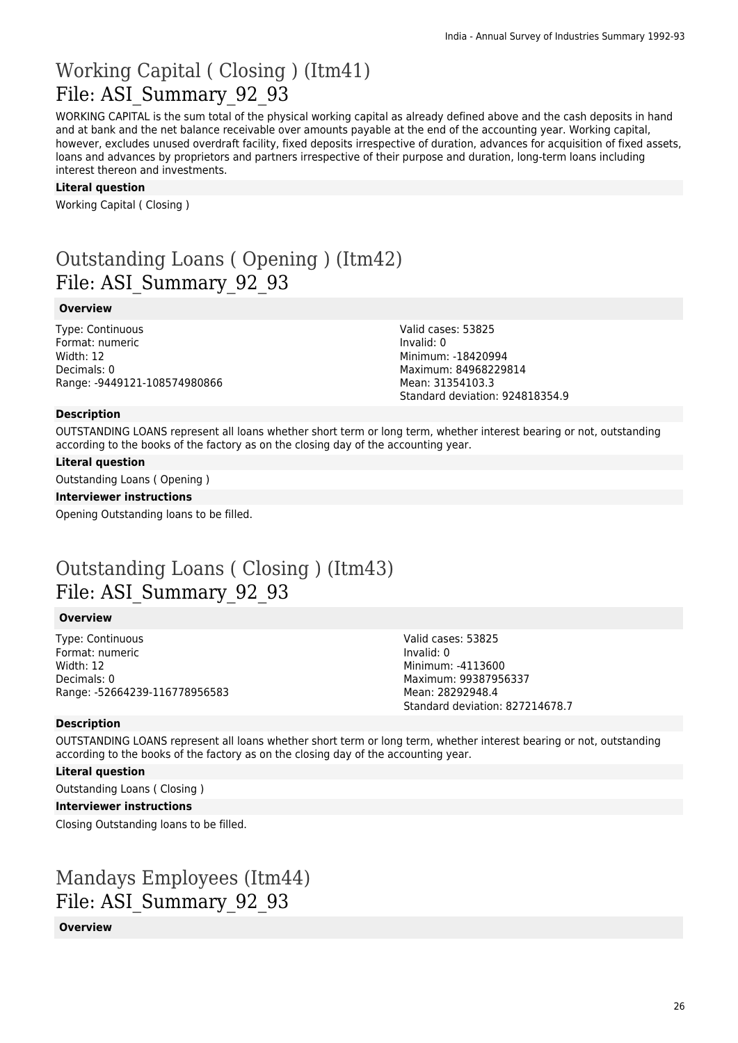# Working Capital ( Closing ) (Itm41)
## File: ASI_Summary_92_93

WORKING CAPITAL is the sum total of the physical working capital as already defined above and the cash deposits in hand and at bank and the net balance receivable over amounts payable at the end of the accounting year. Working capital, however, excludes unused overdraft facility, fixed deposits irrespective of duration, advances for acquisition of fixed assets, loans and advances by proprietors and partners irrespective of their purpose and duration, long-term loans including interest thereon and investments.

**Literal question**

Working Capital ( Closing )

# Outstanding Loans ( Opening ) (Itm42)
## File: ASI_Summary_92_93

**Overview**

Type: Continuous
Format: numeric
Width: 12
Decimals: 0
Range: -9449121-108574980866

Valid cases: 53825
Invalid: 0
Minimum: -18420994
Maximum: 84968229814
Mean: 31354103.3
Standard deviation: 924818354.9

**Description**

OUTSTANDING LOANS represent all loans whether short term or long term, whether interest bearing or not, outstanding according to the books of the factory as on the closing day of the accounting year.

**Literal question**

Outstanding Loans ( Opening )

**Interviewer instructions**

Opening Outstanding loans to be filled.

# Outstanding Loans ( Closing ) (Itm43)
## File: ASI_Summary_92_93

**Overview**

Type: Continuous
Format: numeric
Width: 12
Decimals: 0
Range: -52664239-116778956583

Valid cases: 53825
Invalid: 0
Minimum: -4113600
Maximum: 99387956337
Mean: 28292948.4
Standard deviation: 827214678.7

**Description**

OUTSTANDING LOANS represent all loans whether short term or long term, whether interest bearing or not, outstanding according to the books of the factory as on the closing day of the accounting year.

**Literal question**

Outstanding Loans ( Closing )

**Interviewer instructions**

Closing Outstanding loans to be filled.

# Mandays Employees (Itm44)
## File: ASI_Summary_92_93

**Overview**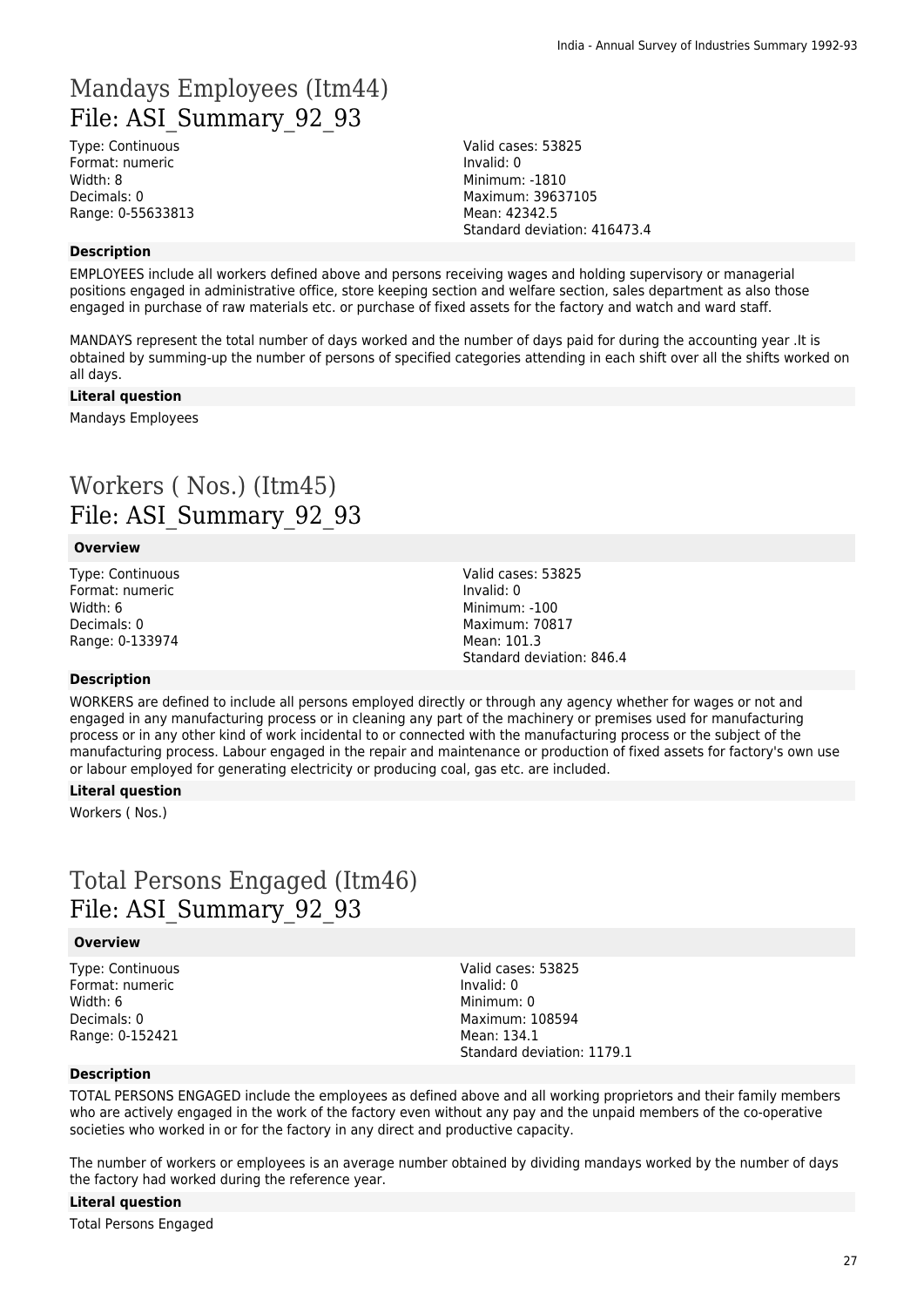# Mandays Employees (Itm44)
## File: ASI_Summary_92_93

Type: Continuous
Format: numeric
Width: 8
Decimals: 0
Range: 0-55633813

Valid cases: 53825
Invalid: 0
Minimum: -1810
Maximum: 39637105
Mean: 42342.5
Standard deviation: 416473.4

### Description

EMPLOYEES include all workers defined above and persons receiving wages and holding supervisory or managerial positions engaged in administrative office, store keeping section and welfare section, sales department as also those engaged in purchase of raw materials etc. or purchase of fixed assets for the factory and watch and ward staff.

MANDAYS represent the total number of days worked and the number of days paid for during the accounting year .It is obtained by summing-up the number of persons of specified categories attending in each shift over all the shifts worked on all days.

### Literal question

Mandays Employees

# Workers ( Nos.) (Itm45)
## File: ASI_Summary_92_93

### Overview

Type: Continuous
Format: numeric
Width: 6
Decimals: 0
Range: 0-133974

Valid cases: 53825
Invalid: 0
Minimum: -100
Maximum: 70817
Mean: 101.3
Standard deviation: 846.4

### Description

WORKERS are defined to include all persons employed directly or through any agency whether for wages or not and engaged in any manufacturing process or in cleaning any part of the machinery or premises used for manufacturing process or in any other kind of work incidental to or connected with the manufacturing process or the subject of the manufacturing process. Labour engaged in the repair and maintenance or production of fixed assets for factory's own use or labour employed for generating electricity or producing coal, gas etc. are included.

### Literal question

Workers ( Nos.)

# Total Persons Engaged (Itm46)
## File: ASI_Summary_92_93

### Overview

Type: Continuous
Format: numeric
Width: 6
Decimals: 0
Range: 0-152421

Valid cases: 53825
Invalid: 0
Minimum: 0
Maximum: 108594
Mean: 134.1
Standard deviation: 1179.1

### Description

TOTAL PERSONS ENGAGED include the employees as defined above and all working proprietors and their family members who are actively engaged in the work of the factory even without any pay and the unpaid members of the co-operative societies who worked in or for the factory in any direct and productive capacity.

The number of workers or employees is an average number obtained by dividing mandays worked by the number of days the factory had worked during the reference year.

### Literal question

Total Persons Engaged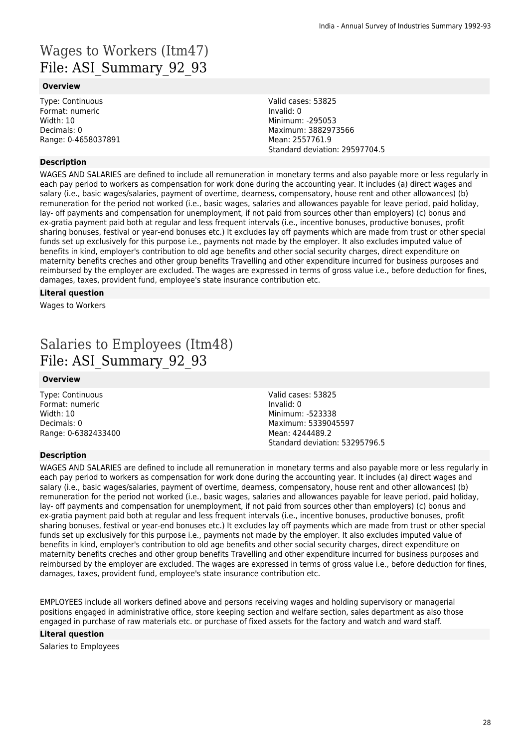# Wages to Workers (Itm47)
File: ASI_Summary_92_93

### Overview

Type: Continuous
Format: numeric
Width: 10
Decimals: 0
Range: 0-4658037891

Valid cases: 53825
Invalid: 0
Minimum: -295053
Maximum: 3882973566
Mean: 2557761.9
Standard deviation: 29597704.5

### Description

WAGES AND SALARIES are defined to include all remuneration in monetary terms and also payable more or less regularly in each pay period to workers as compensation for work done during the accounting year. It includes (a) direct wages and salary (i.e., basic wages/salaries, payment of overtime, dearness, compensatory, house rent and other allowances) (b) remuneration for the period not worked (i.e., basic wages, salaries and allowances payable for leave period, paid holiday, lay- off payments and compensation for unemployment, if not paid from sources other than employers) (c) bonus and ex-gratia payment paid both at regular and less frequent intervals (i.e., incentive bonuses, productive bonuses, profit sharing bonuses, festival or year-end bonuses etc.) It excludes lay off payments which are made from trust or other special funds set up exclusively for this purpose i.e., payments not made by the employer. It also excludes imputed value of benefits in kind, employer's contribution to old age benefits and other social security charges, direct expenditure on maternity benefits creches and other group benefits Travelling and other expenditure incurred for business purposes and reimbursed by the employer are excluded. The wages are expressed in terms of gross value i.e., before deduction for fines, damages, taxes, provident fund, employee's state insurance contribution etc.

### Literal question

Wages to Workers

# Salaries to Employees (Itm48)
File: ASI_Summary_92_93

### Overview

Type: Continuous
Format: numeric
Width: 10
Decimals: 0
Range: 0-6382433400

Valid cases: 53825
Invalid: 0
Minimum: -523338
Maximum: 5339045597
Mean: 4244489.2
Standard deviation: 53295796.5

### Description

WAGES AND SALARIES are defined to include all remuneration in monetary terms and also payable more or less regularly in each pay period to workers as compensation for work done during the accounting year. It includes (a) direct wages and salary (i.e., basic wages/salaries, payment of overtime, dearness, compensatory, house rent and other allowances) (b) remuneration for the period not worked (i.e., basic wages, salaries and allowances payable for leave period, paid holiday, lay- off payments and compensation for unemployment, if not paid from sources other than employers) (c) bonus and ex-gratia payment paid both at regular and less frequent intervals (i.e., incentive bonuses, productive bonuses, profit sharing bonuses, festival or year-end bonuses etc.) It excludes lay off payments which are made from trust or other special funds set up exclusively for this purpose i.e., payments not made by the employer. It also excludes imputed value of benefits in kind, employer's contribution to old age benefits and other social security charges, direct expenditure on maternity benefits creches and other group benefits Travelling and other expenditure incurred for business purposes and reimbursed by the employer are excluded. The wages are expressed in terms of gross value i.e., before deduction for fines, damages, taxes, provident fund, employee's state insurance contribution etc.

EMPLOYEES include all workers defined above and persons receiving wages and holding supervisory or managerial positions engaged in administrative office, store keeping section and welfare section, sales department as also those engaged in purchase of raw materials etc. or purchase of fixed assets for the factory and watch and ward staff.

### Literal question

Salaries to Employees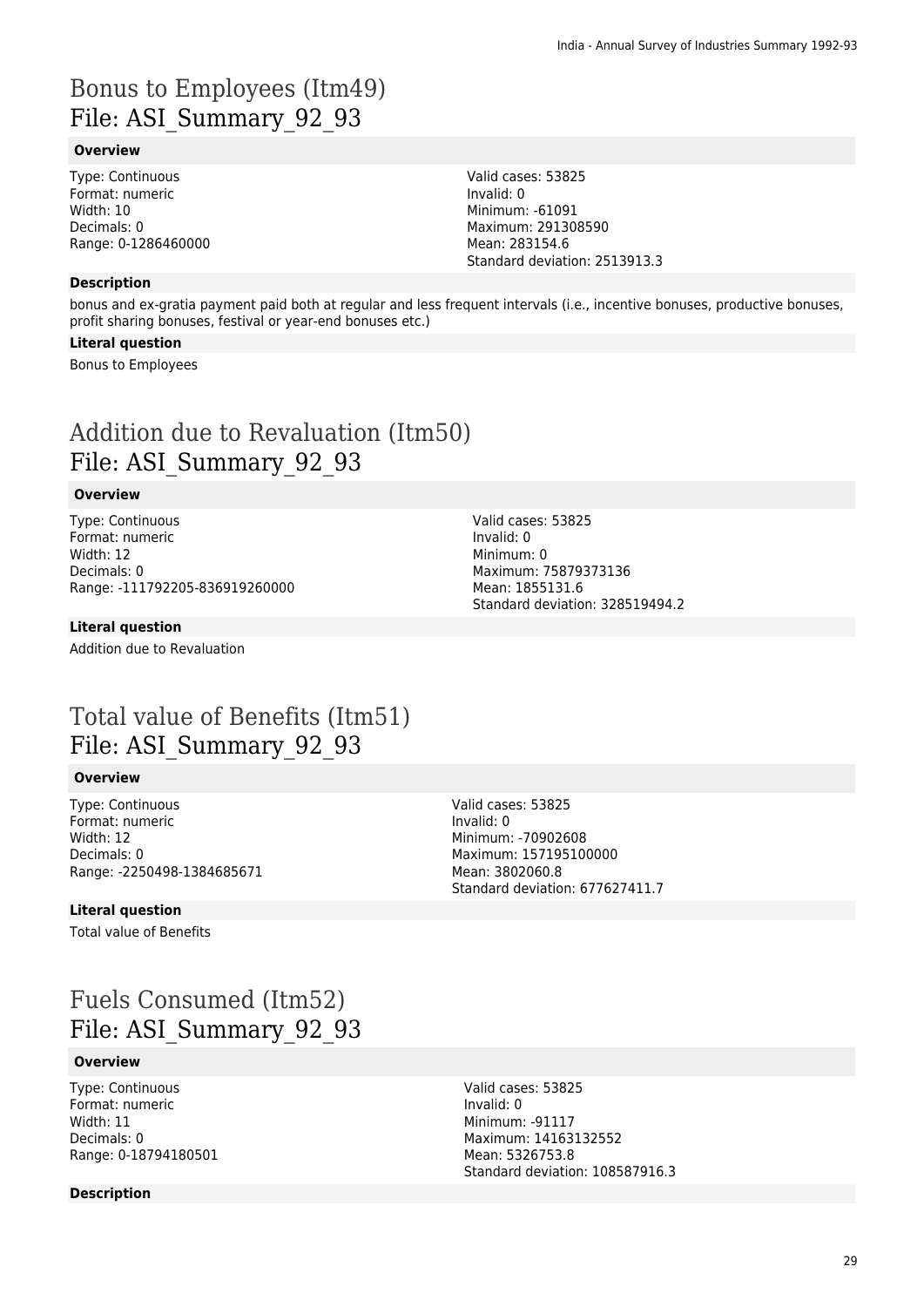# Bonus to Employees (Itm49)
File: ASI_Summary_92_93

**Overview**

Type: Continuous
Format: numeric
Width: 10
Decimals: 0
Range: 0-1286460000

Valid cases: 53825
Invalid: 0
Minimum: -61091
Maximum: 291308590
Mean: 283154.6
Standard deviation: 2513913.3

**Description**

bonus and ex-gratia payment paid both at regular and less frequent intervals (i.e., incentive bonuses, productive bonuses, profit sharing bonuses, festival or year-end bonuses etc.)

**Literal question**

Bonus to Employees

# Addition due to Revaluation (Itm50)
File: ASI_Summary_92_93

**Overview**

Type: Continuous
Format: numeric
Width: 12
Decimals: 0
Range: -111792205-836919260000

Valid cases: 53825
Invalid: 0
Minimum: 0
Maximum: 75879373136
Mean: 1855131.6
Standard deviation: 328519494.2

**Literal question**

Addition due to Revaluation

# Total value of Benefits (Itm51)
File: ASI_Summary_92_93

**Overview**

Type: Continuous
Format: numeric
Width: 12
Decimals: 0
Range: -2250498-1384685671

Valid cases: 53825
Invalid: 0
Minimum: -70902608
Maximum: 157195100000
Mean: 3802060.8
Standard deviation: 677627411.7

**Literal question**

Total value of Benefits

# Fuels Consumed (Itm52)
File: ASI_Summary_92_93

**Overview**

Type: Continuous
Format: numeric
Width: 11
Decimals: 0
Range: 0-18794180501

Valid cases: 53825
Invalid: 0
Minimum: -91117
Maximum: 14163132552
Mean: 5326753.8
Standard deviation: 108587916.3

**Description**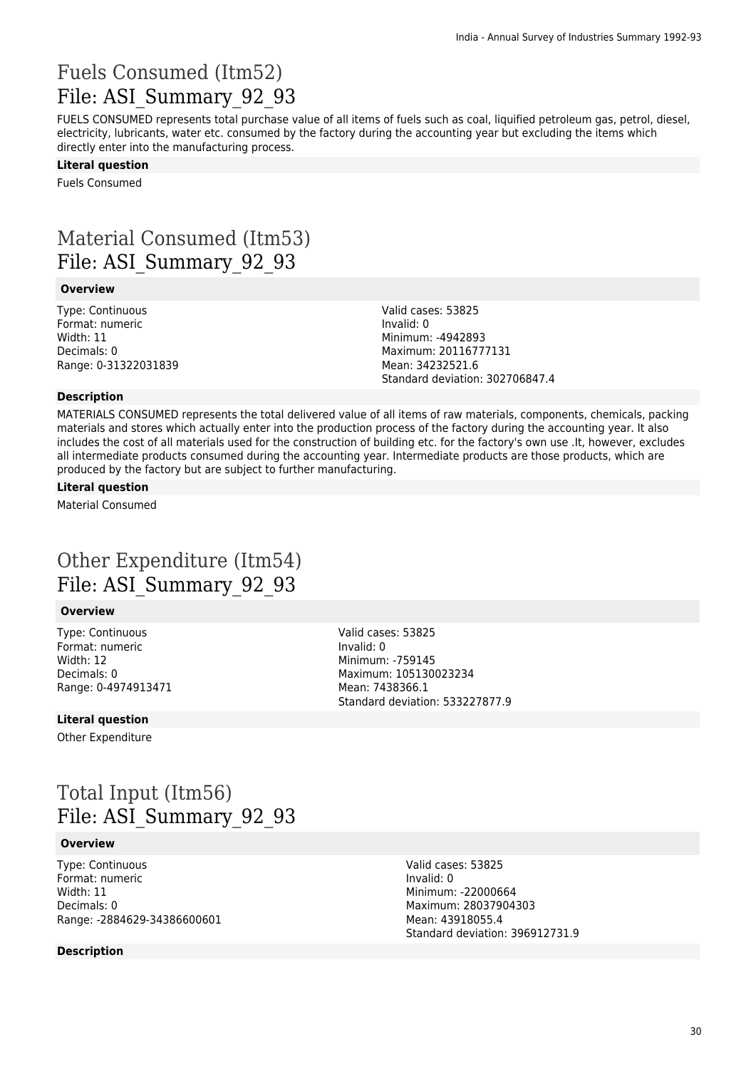# Fuels Consumed (Itm52)
File: ASI_Summary_92_93

FUELS CONSUMED represents total purchase value of all items of fuels such as coal, liquified petroleum gas, petrol, diesel, electricity, lubricants, water etc. consumed by the factory during the accounting year but excluding the items which directly enter into the manufacturing process.

### Literal question

Fuels Consumed

# Material Consumed (Itm53)
File: ASI_Summary_92_93

### Overview

Type: Continuous
Format: numeric
Width: 11
Decimals: 0
Range: 0-31322031839

Valid cases: 53825
Invalid: 0
Minimum: -4942893
Maximum: 20116777131
Mean: 34232521.6
Standard deviation: 302706847.4

### Description

MATERIALS CONSUMED represents the total delivered value of all items of raw materials, components, chemicals, packing materials and stores which actually enter into the production process of the factory during the accounting year. It also includes the cost of all materials used for the construction of building etc. for the factory's own use .It, however, excludes all intermediate products consumed during the accounting year. Intermediate products are those products, which are produced by the factory but are subject to further manufacturing.

### Literal question

Material Consumed

# Other Expenditure (Itm54)
File: ASI_Summary_92_93

### Overview

Type: Continuous
Format: numeric
Width: 12
Decimals: 0
Range: 0-4974913471

Valid cases: 53825
Invalid: 0
Minimum: -759145
Maximum: 105130023234
Mean: 7438366.1
Standard deviation: 533227877.9

### Literal question

Other Expenditure

# Total Input (Itm56)
File: ASI_Summary_92_93

### Overview

Type: Continuous
Format: numeric
Width: 11
Decimals: 0
Range: -2884629-34386600601

Valid cases: 53825
Invalid: 0
Minimum: -22000664
Maximum: 28037904303
Mean: 43918055.4
Standard deviation: 396912731.9

### Description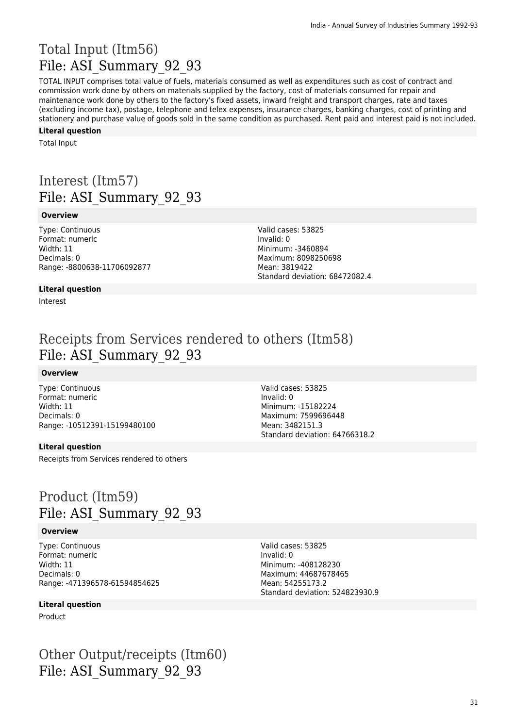# Total Input (Itm56)
## File: ASI_Summary_92_93

TOTAL INPUT comprises total value of fuels, materials consumed as well as expenditures such as cost of contract and commission work done by others on materials supplied by the factory, cost of materials consumed for repair and maintenance work done by others to the factory's fixed assets, inward freight and transport charges, rate and taxes (excluding income tax), postage, telephone and telex expenses, insurance charges, banking charges, cost of printing and stationery and purchase value of goods sold in the same condition as purchased. Rent paid and interest paid is not included.

**Literal question**

Total Input

# Interest (Itm57)
## File: ASI_Summary_92_93

**Overview**

Type: Continuous
Format: numeric
Width: 11
Decimals: 0
Range: -8800638-11706092877

Valid cases: 53825
Invalid: 0
Minimum: -3460894
Maximum: 8098250698
Mean: 3819422
Standard deviation: 68472082.4

**Literal question**

Interest

# Receipts from Services rendered to others (Itm58)
## File: ASI_Summary_92_93

**Overview**

Type: Continuous
Format: numeric
Width: 11
Decimals: 0
Range: -10512391-15199480100

Valid cases: 53825
Invalid: 0
Minimum: -15182224
Maximum: 7599696448
Mean: 3482151.3
Standard deviation: 64766318.2

**Literal question**

Receipts from Services rendered to others

# Product (Itm59)
## File: ASI_Summary_92_93

**Overview**

Type: Continuous
Format: numeric
Width: 11
Decimals: 0
Range: -471396578-61594854625

Valid cases: 53825
Invalid: 0
Minimum: -408128230
Maximum: 44687678465
Mean: 54255173.2
Standard deviation: 524823930.9

**Literal question**

Product

# Other Output/receipts (Itm60)
## File: ASI_Summary_92_93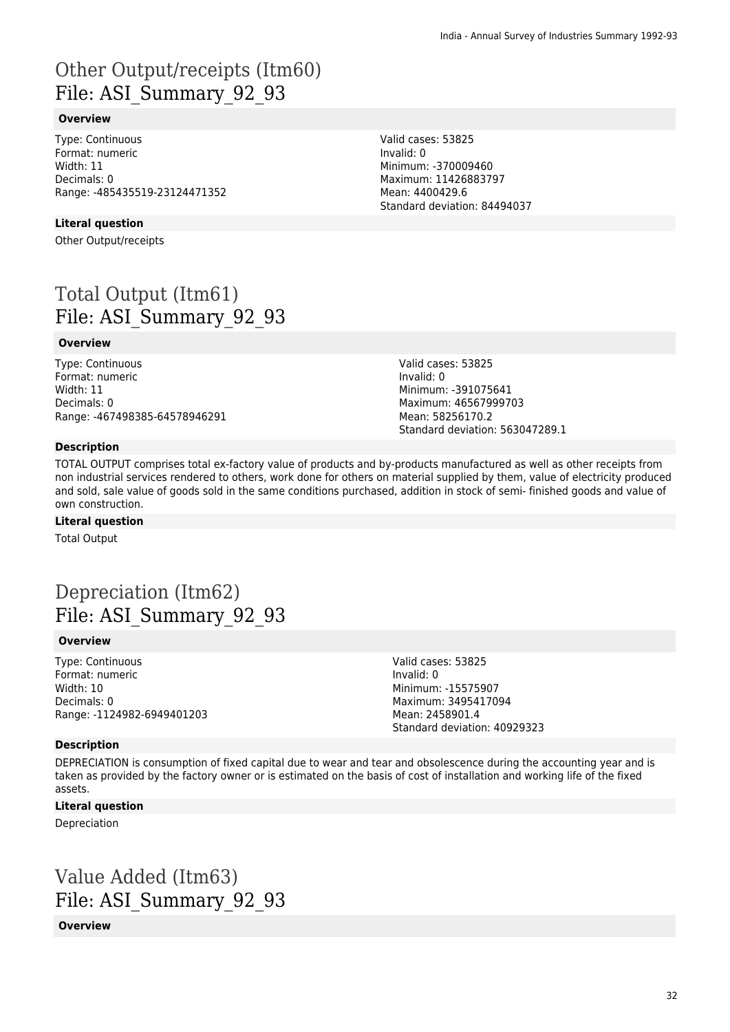# Other Output/receipts (Itm60)
## File: ASI_Summary_92_93

### Overview

Type: Continuous
Format: numeric
Width: 11
Decimals: 0
Range: -485435519-23124471352

Valid cases: 53825
Invalid: 0
Minimum: -370009460
Maximum: 11426883797
Mean: 4400429.6
Standard deviation: 84494037

### Literal question

Other Output/receipts

# Total Output (Itm61)
## File: ASI_Summary_92_93

### Overview

Type: Continuous
Format: numeric
Width: 11
Decimals: 0
Range: -467498385-64578946291

Valid cases: 53825
Invalid: 0
Minimum: -391075641
Maximum: 46567999703
Mean: 58256170.2
Standard deviation: 563047289.1

### Description

TOTAL OUTPUT comprises total ex-factory value of products and by-products manufactured as well as other receipts from non industrial services rendered to others, work done for others on material supplied by them, value of electricity produced and sold, sale value of goods sold in the same conditions purchased, addition in stock of semi- finished goods and value of own construction.

### Literal question

Total Output

# Depreciation (Itm62)
## File: ASI_Summary_92_93

### Overview

Type: Continuous
Format: numeric
Width: 10
Decimals: 0
Range: -1124982-6949401203

Valid cases: 53825
Invalid: 0
Minimum: -15575907
Maximum: 3495417094
Mean: 2458901.4
Standard deviation: 40929323

### Description

DEPRECIATION is consumption of fixed capital due to wear and tear and obsolescence during the accounting year and is taken as provided by the factory owner or is estimated on the basis of cost of installation and working life of the fixed assets.

### Literal question

Depreciation

# Value Added (Itm63)
## File: ASI_Summary_92_93

### Overview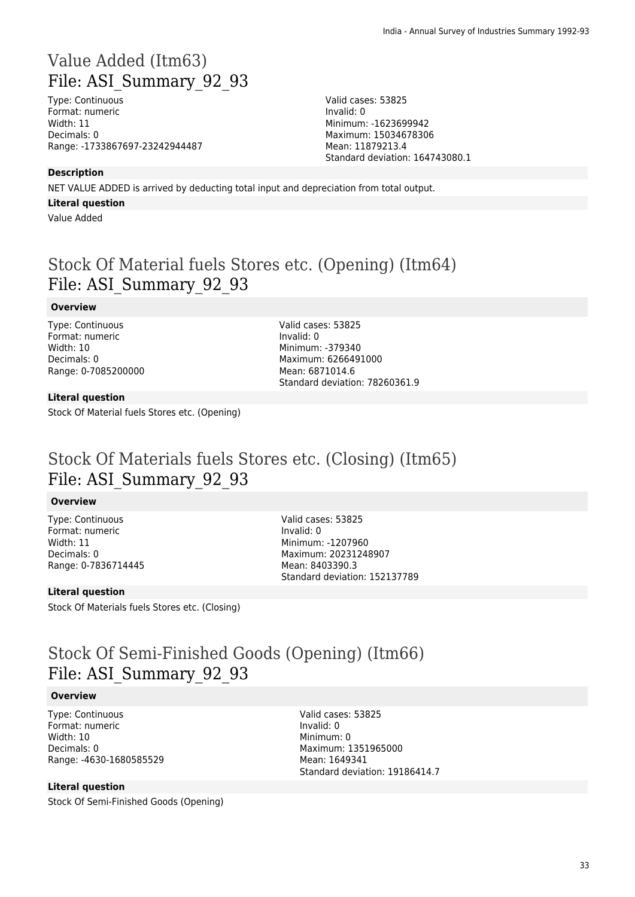# Value Added (Itm63)
## File: ASI_Summary_92_93

Type: Continuous
Format: numeric
Width: 11
Decimals: 0
Range: -1733867697-23242944487

Valid cases: 53825
Invalid: 0
Minimum: -1623699942
Maximum: 15034678306
Mean: 11879213.4
Standard deviation: 164743080.1

**Description**

NET VALUE ADDED is arrived by deducting total input and depreciation from total output.

**Literal question**

Value Added

# Stock Of Material fuels Stores etc. (Opening) (Itm64)
## File: ASI_Summary_92_93

**Overview**

Type: Continuous
Format: numeric
Width: 10
Decimals: 0
Range: 0-7085200000

Valid cases: 53825
Invalid: 0
Minimum: -379340
Maximum: 6266491000
Mean: 6871014.6
Standard deviation: 78260361.9

**Literal question**

Stock Of Material fuels Stores etc. (Opening)

# Stock Of Materials fuels Stores etc. (Closing) (Itm65)
## File: ASI_Summary_92_93

**Overview**

Type: Continuous
Format: numeric
Width: 11
Decimals: 0
Range: 0-7836714445

Valid cases: 53825
Invalid: 0
Minimum: -1207960
Maximum: 20231248907
Mean: 8403390.3
Standard deviation: 152137789

**Literal question**

Stock Of Materials fuels Stores etc. (Closing)

# Stock Of Semi-Finished Goods (Opening) (Itm66)
## File: ASI_Summary_92_93

**Overview**

Type: Continuous
Format: numeric
Width: 10
Decimals: 0
Range: -4630-1680585529

Valid cases: 53825
Invalid: 0
Minimum: 0
Maximum: 1351965000
Mean: 1649341
Standard deviation: 19186414.7

**Literal question**

Stock Of Semi-Finished Goods (Opening)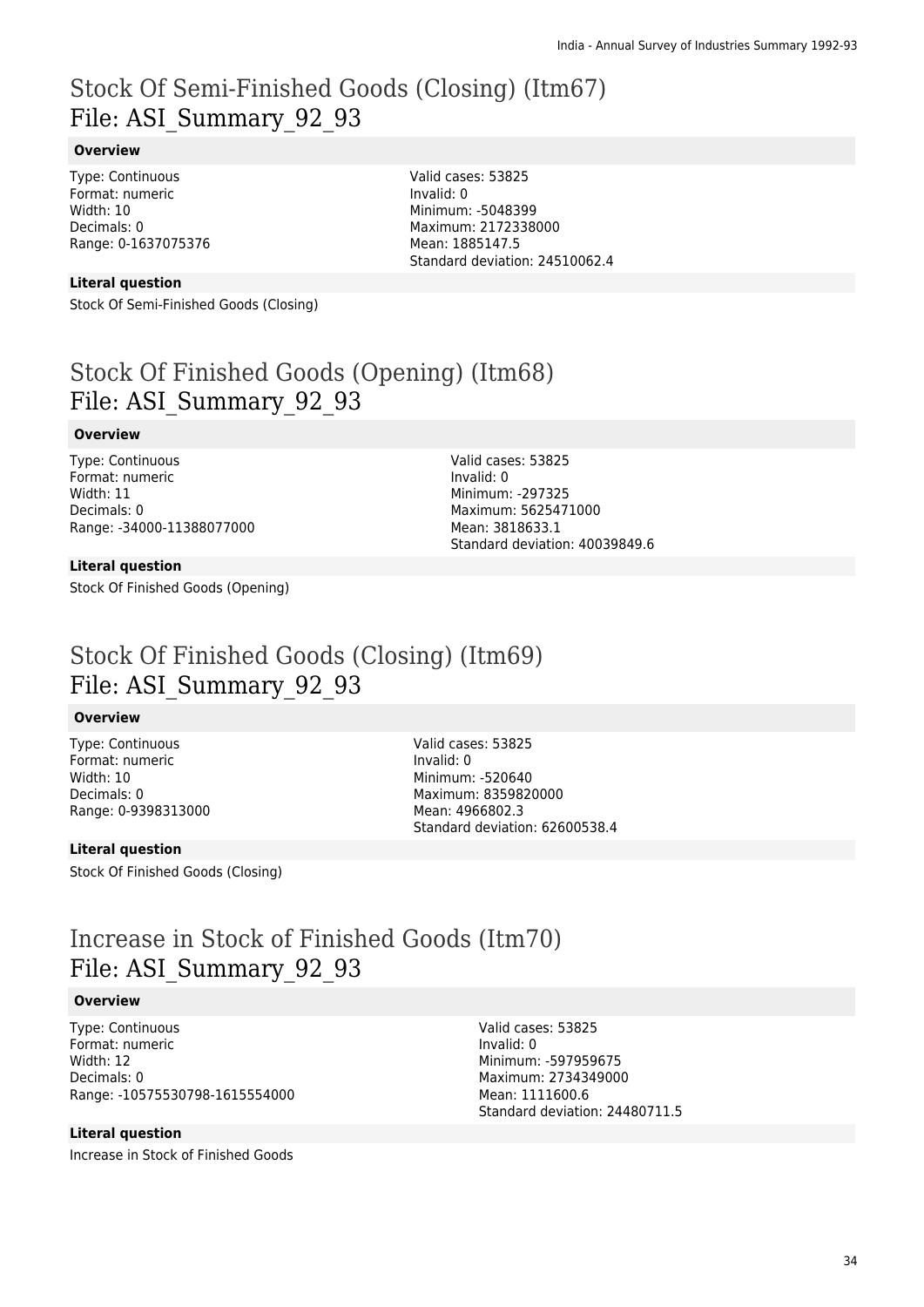# Stock Of Semi-Finished Goods (Closing) (Itm67)
## File: ASI_Summary_92_93

### Overview

Type: Continuous
Format: numeric
Width: 10
Decimals: 0
Range: 0-1637075376

Valid cases: 53825
Invalid: 0
Minimum: -5048399
Maximum: 2172338000
Mean: 1885147.5
Standard deviation: 24510062.4

### Literal question

Stock Of Semi-Finished Goods (Closing)

# Stock Of Finished Goods (Opening) (Itm68)
## File: ASI_Summary_92_93

### Overview

Type: Continuous
Format: numeric
Width: 11
Decimals: 0
Range: -34000-11388077000

Valid cases: 53825
Invalid: 0
Minimum: -297325
Maximum: 5625471000
Mean: 3818633.1
Standard deviation: 40039849.6

### Literal question

Stock Of Finished Goods (Opening)

# Stock Of Finished Goods (Closing) (Itm69)
## File: ASI_Summary_92_93

### Overview

Type: Continuous
Format: numeric
Width: 10
Decimals: 0
Range: 0-9398313000

Valid cases: 53825
Invalid: 0
Minimum: -520640
Maximum: 8359820000
Mean: 4966802.3
Standard deviation: 62600538.4

### Literal question

Stock Of Finished Goods (Closing)

# Increase in Stock of Finished Goods (Itm70)
## File: ASI_Summary_92_93

### Overview

Type: Continuous
Format: numeric
Width: 12
Decimals: 0
Range: -10575530798-1615554000

Valid cases: 53825
Invalid: 0
Minimum: -597959675
Maximum: 2734349000
Mean: 1111600.6
Standard deviation: 24480711.5

### Literal question

Increase in Stock of Finished Goods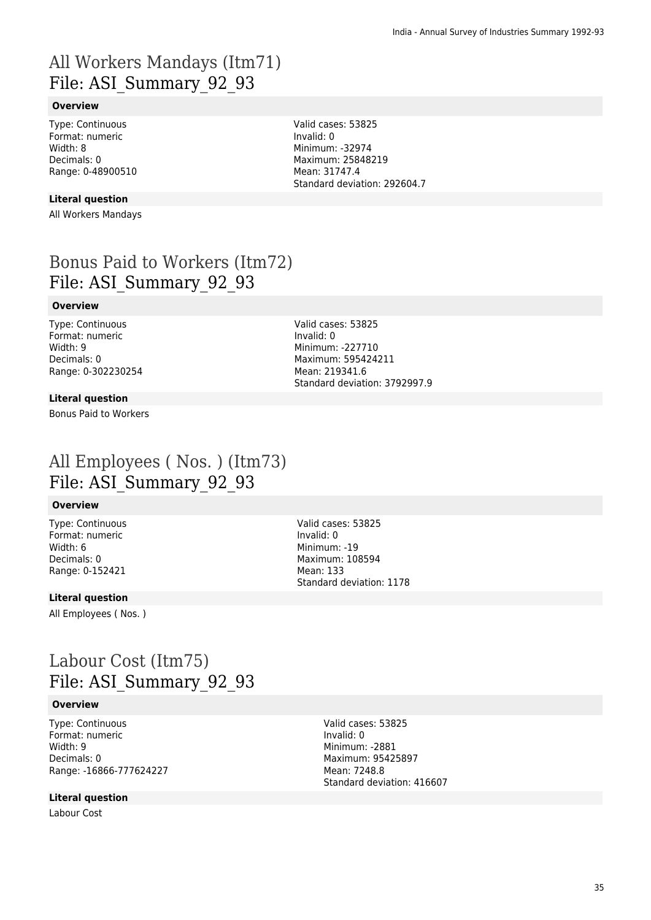# All Workers Mandays (Itm71)
File: ASI_Summary_92_93

### Overview

Type: Continuous
Format: numeric
Width: 8
Decimals: 0
Range: 0-48900510

Valid cases: 53825
Invalid: 0
Minimum: -32974
Maximum: 25848219
Mean: 31747.4
Standard deviation: 292604.7

### Literal question

All Workers Mandays

# Bonus Paid to Workers (Itm72)
File: ASI_Summary_92_93

### Overview

Type: Continuous
Format: numeric
Width: 9
Decimals: 0
Range: 0-302230254

Valid cases: 53825
Invalid: 0
Minimum: -227710
Maximum: 595424211
Mean: 219341.6
Standard deviation: 3792997.9

### Literal question

Bonus Paid to Workers

# All Employees ( Nos. ) (Itm73)
File: ASI_Summary_92_93

### Overview

Type: Continuous
Format: numeric
Width: 6
Decimals: 0
Range: 0-152421

Valid cases: 53825
Invalid: 0
Minimum: -19
Maximum: 108594
Mean: 133
Standard deviation: 1178

### Literal question

All Employees ( Nos. )

# Labour Cost (Itm75)
File: ASI_Summary_92_93

### Overview

Type: Continuous
Format: numeric
Width: 9
Decimals: 0
Range: -16866-777624227

Valid cases: 53825
Invalid: 0
Minimum: -2881
Maximum: 95425897
Mean: 7248.8
Standard deviation: 416607

### Literal question

Labour Cost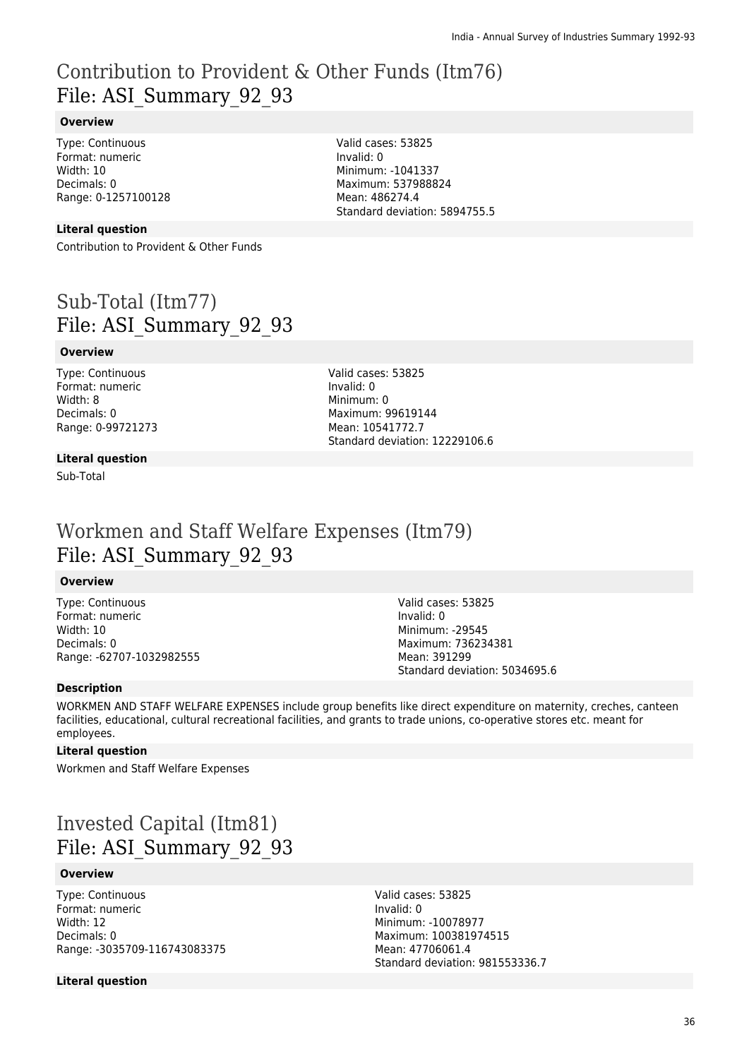# Contribution to Provident & Other Funds (Itm76)
File: ASI_Summary_92_93

### Overview

Type: Continuous
Format: numeric
Width: 10
Decimals: 0
Range: 0-1257100128

Valid cases: 53825
Invalid: 0
Minimum: -1041337
Maximum: 537988824
Mean: 486274.4
Standard deviation: 5894755.5

### Literal question

Contribution to Provident & Other Funds

# Sub-Total (Itm77)
File: ASI_Summary_92_93

### Overview

Type: Continuous
Format: numeric
Width: 8
Decimals: 0
Range: 0-99721273

Valid cases: 53825
Invalid: 0
Minimum: 0
Maximum: 99619144
Mean: 10541772.7
Standard deviation: 12229106.6

### Literal question

Sub-Total

# Workmen and Staff Welfare Expenses (Itm79)
File: ASI_Summary_92_93

### Overview

Type: Continuous
Format: numeric
Width: 10
Decimals: 0
Range: -62707-1032982555

Valid cases: 53825
Invalid: 0
Minimum: -29545
Maximum: 736234381
Mean: 391299
Standard deviation: 5034695.6

### Description

WORKMEN AND STAFF WELFARE EXPENSES include group benefits like direct expenditure on maternity, creches, canteen facilities, educational, cultural recreational facilities, and grants to trade unions, co-operative stores etc. meant for employees.

### Literal question

Workmen and Staff Welfare Expenses

# Invested Capital (Itm81)
File: ASI_Summary_92_93

### Overview

Type: Continuous
Format: numeric
Width: 12
Decimals: 0
Range: -3035709-116743083375

Valid cases: 53825
Invalid: 0
Minimum: -10078977
Maximum: 100381974515
Mean: 47706061.4
Standard deviation: 981553336.7

### Literal question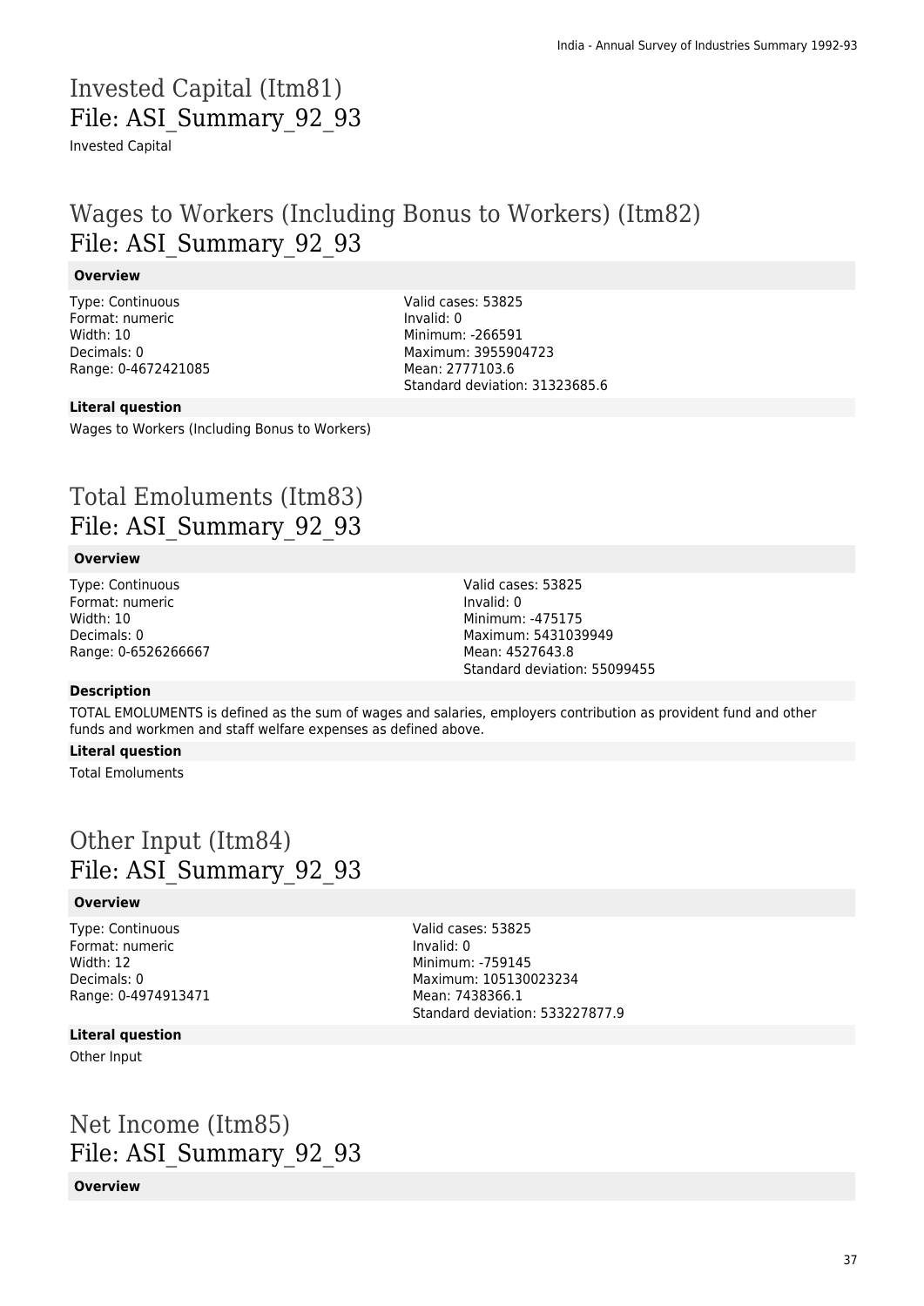# Invested Capital (Itm81)
# File: ASI_Summary_92_93

Invested Capital

# Wages to Workers (Including Bonus to Workers) (Itm82)
# File: ASI_Summary_92_93

### Overview

Type: Continuous
Format: numeric
Width: 10
Decimals: 0
Range: 0-4672421085

Valid cases: 53825
Invalid: 0
Minimum: -266591
Maximum: 3955904723
Mean: 2777103.6
Standard deviation: 31323685.6

### Literal question

Wages to Workers (Including Bonus to Workers)

# Total Emoluments (Itm83)
# File: ASI_Summary_92_93

### Overview

Type: Continuous
Format: numeric
Width: 10
Decimals: 0
Range: 0-6526266667

Valid cases: 53825
Invalid: 0
Minimum: -475175
Maximum: 5431039949
Mean: 4527643.8
Standard deviation: 55099455

### Description

TOTAL EMOLUMENTS is defined as the sum of wages and salaries, employers contribution as provident fund and other funds and workmen and staff welfare expenses as defined above.

### Literal question

Total Emoluments

# Other Input (Itm84)
# File: ASI_Summary_92_93

### Overview

Type: Continuous
Format: numeric
Width: 12
Decimals: 0
Range: 0-4974913471

Valid cases: 53825
Invalid: 0
Minimum: -759145
Maximum: 105130023234
Mean: 7438366.1
Standard deviation: 533227877.9

### Literal question

Other Input

# Net Income (Itm85)
# File: ASI_Summary_92_93

### Overview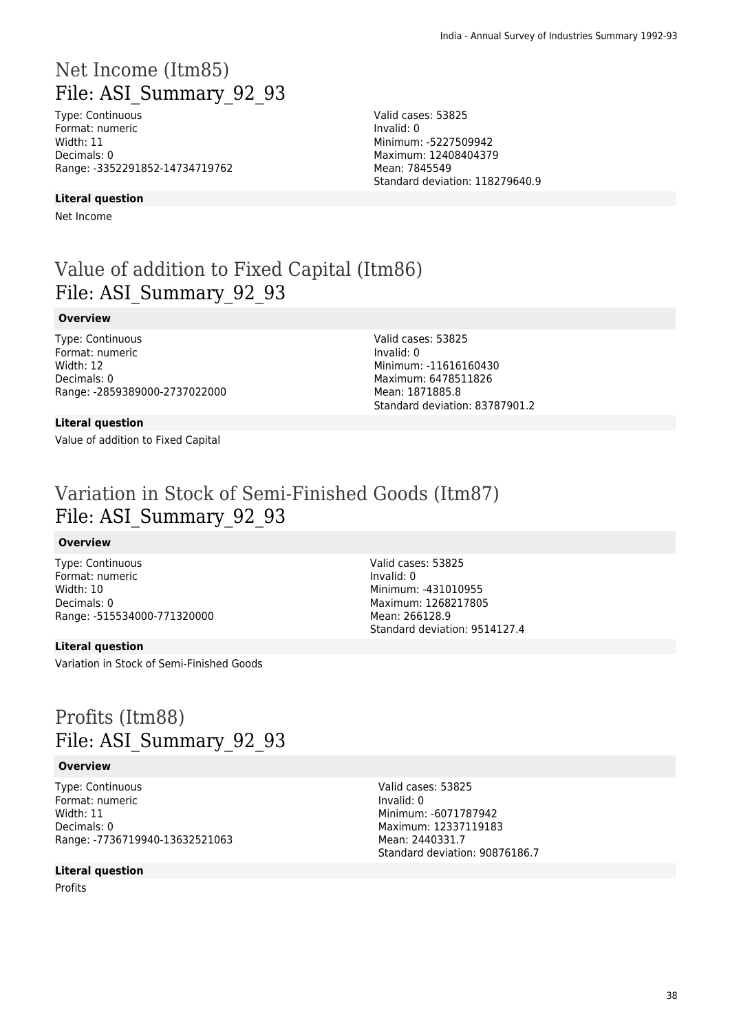# Net Income (Itm85)

## File: ASI_Summary_92_93

Type: Continuous
Format: numeric
Width: 11
Decimals: 0
Range: -3352291852-14734719762

Valid cases: 53825
Invalid: 0
Minimum: -5227509942
Maximum: 12408404379
Mean: 7845549
Standard deviation: 118279640.9

**Literal question**

Net Income

# Value of addition to Fixed Capital (Itm86)

## File: ASI_Summary_92_93

**Overview**

Type: Continuous
Format: numeric
Width: 12
Decimals: 0
Range: -2859389000-2737022000

Valid cases: 53825
Invalid: 0
Minimum: -11616160430
Maximum: 6478511826
Mean: 1871885.8
Standard deviation: 83787901.2

**Literal question**

Value of addition to Fixed Capital

# Variation in Stock of Semi-Finished Goods (Itm87)

## File: ASI_Summary_92_93

**Overview**

Type: Continuous
Format: numeric
Width: 10
Decimals: 0
Range: -515534000-771320000

Valid cases: 53825
Invalid: 0
Minimum: -431010955
Maximum: 1268217805
Mean: 266128.9
Standard deviation: 9514127.4

**Literal question**

Variation in Stock of Semi-Finished Goods

# Profits (Itm88)

## File: ASI_Summary_92_93

**Overview**

Type: Continuous
Format: numeric
Width: 11
Decimals: 0
Range: -7736719940-13632521063

Valid cases: 53825
Invalid: 0
Minimum: -6071787942
Maximum: 12337119183
Mean: 2440331.7
Standard deviation: 90876186.7

**Literal question**

Profits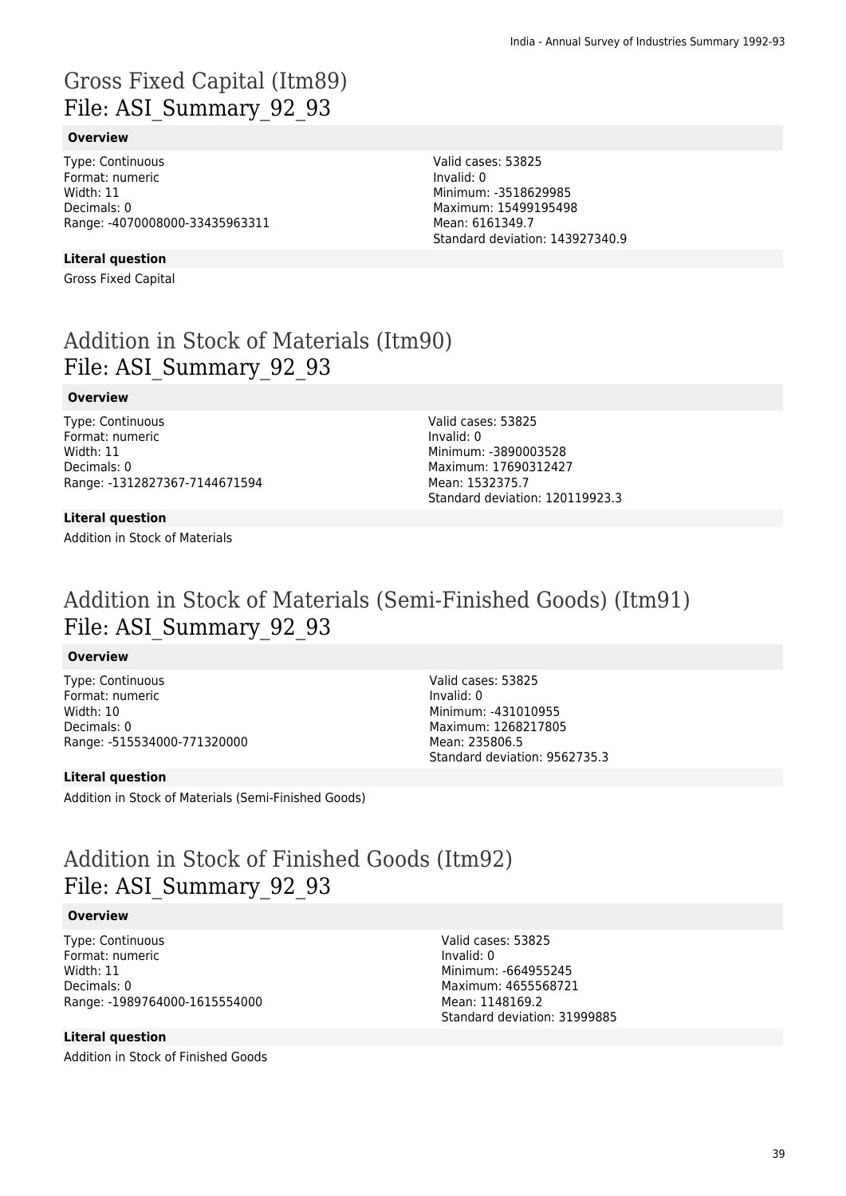# Gross Fixed Capital (Itm89)
## File: ASI_Summary_92_93

#### Overview

Type: Continuous
Format: numeric
Width: 11
Decimals: 0
Range: -4070008000-33435963311

Valid cases: 53825
Invalid: 0
Minimum: -3518629985
Maximum: 15499195498
Mean: 6161349.7
Standard deviation: 143927340.9

#### Literal question

Gross Fixed Capital

# Addition in Stock of Materials (Itm90)
## File: ASI_Summary_92_93

#### Overview

Type: Continuous
Format: numeric
Width: 11
Decimals: 0
Range: -1312827367-7144671594

Valid cases: 53825
Invalid: 0
Minimum: -3890003528
Maximum: 17690312427
Mean: 1532375.7
Standard deviation: 120119923.3

#### Literal question

Addition in Stock of Materials

# Addition in Stock of Materials (Semi-Finished Goods) (Itm91)
## File: ASI_Summary_92_93

#### Overview

Type: Continuous
Format: numeric
Width: 10
Decimals: 0
Range: -515534000-771320000

Valid cases: 53825
Invalid: 0
Minimum: -431010955
Maximum: 1268217805
Mean: 235806.5
Standard deviation: 9562735.3

#### Literal question

Addition in Stock of Materials (Semi-Finished Goods)

# Addition in Stock of Finished Goods (Itm92)
## File: ASI_Summary_92_93

#### Overview

Type: Continuous
Format: numeric
Width: 11
Decimals: 0
Range: -1989764000-1615554000

Valid cases: 53825
Invalid: 0
Minimum: -664955245
Maximum: 4655568721
Mean: 1148169.2
Standard deviation: 31999885

#### Literal question

Addition in Stock of Finished Goods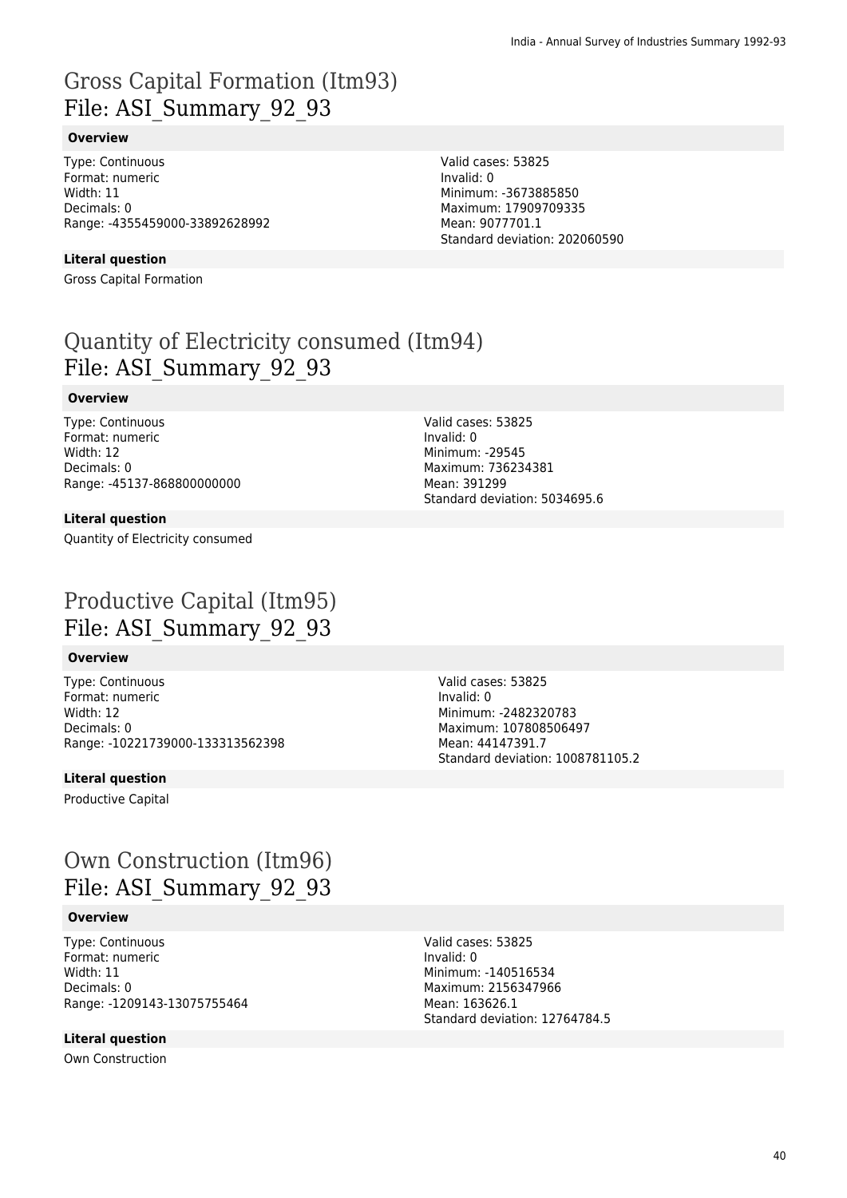# Gross Capital Formation (Itm93)
## File: ASI_Summary_92_93

### Overview

Type: Continuous
Format: numeric
Width: 11
Decimals: 0
Range: -4355459000-33892628992

Valid cases: 53825
Invalid: 0
Minimum: -3673885850
Maximum: 17909709335
Mean: 9077701.1
Standard deviation: 202060590

### Literal question

Gross Capital Formation

# Quantity of Electricity consumed (Itm94)
## File: ASI_Summary_92_93

### Overview

Type: Continuous
Format: numeric
Width: 12
Decimals: 0
Range: -45137-868800000000

Valid cases: 53825
Invalid: 0
Minimum: -29545
Maximum: 736234381
Mean: 391299
Standard deviation: 5034695.6

### Literal question

Quantity of Electricity consumed

# Productive Capital (Itm95)
## File: ASI_Summary_92_93

### Overview

Type: Continuous
Format: numeric
Width: 12
Decimals: 0
Range: -10221739000-133313562398

Valid cases: 53825
Invalid: 0
Minimum: -2482320783
Maximum: 107808506497
Mean: 44147391.7
Standard deviation: 1008781105.2

### Literal question

Productive Capital

# Own Construction (Itm96)
## File: ASI_Summary_92_93

### Overview

Type: Continuous
Format: numeric
Width: 11
Decimals: 0
Range: -1209143-13075755464

Valid cases: 53825
Invalid: 0
Minimum: -140516534
Maximum: 2156347966
Mean: 163626.1
Standard deviation: 12764784.5

### Literal question

Own Construction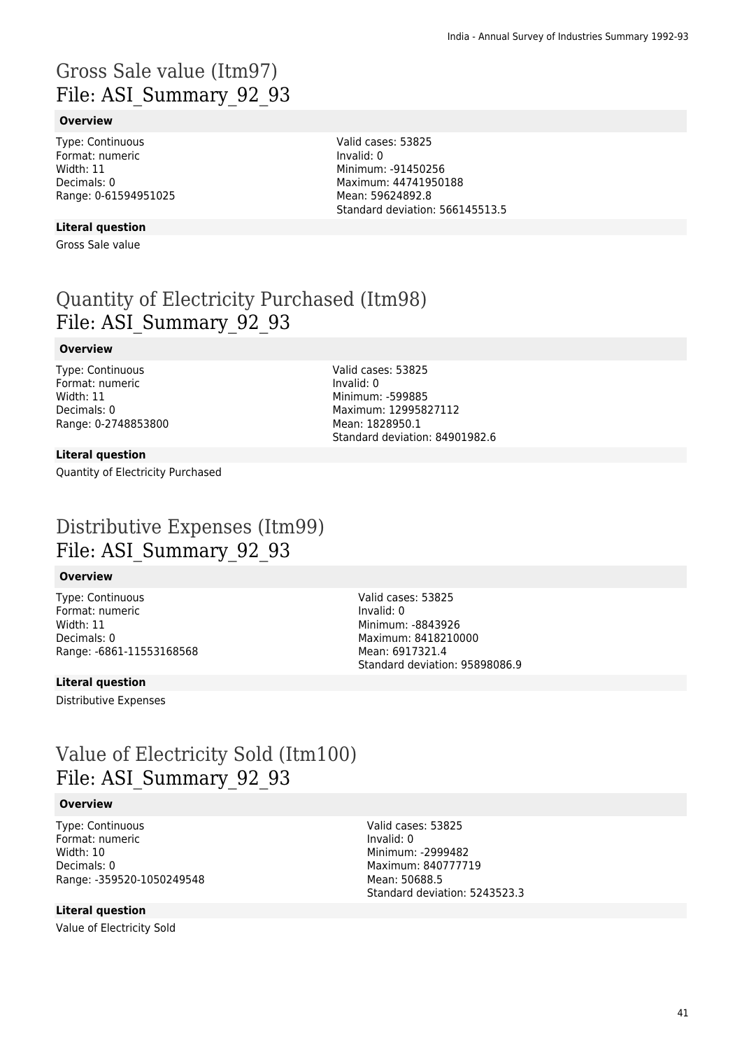# Gross Sale value (Itm97)
File: ASI_Summary_92_93

### Overview

Type: Continuous
Format: numeric
Width: 11
Decimals: 0
Range: 0-61594951025

Valid cases: 53825
Invalid: 0
Minimum: -91450256
Maximum: 44741950188
Mean: 59624892.8
Standard deviation: 566145513.5

### Literal question

Gross Sale value

# Quantity of Electricity Purchased (Itm98)
File: ASI_Summary_92_93

### Overview

Type: Continuous
Format: numeric
Width: 11
Decimals: 0
Range: 0-2748853800

Valid cases: 53825
Invalid: 0
Minimum: -599885
Maximum: 12995827112
Mean: 1828950.1
Standard deviation: 84901982.6

### Literal question

Quantity of Electricity Purchased

# Distributive Expenses (Itm99)
File: ASI_Summary_92_93

### Overview

Type: Continuous
Format: numeric
Width: 11
Decimals: 0
Range: -6861-11553168568

Valid cases: 53825
Invalid: 0
Minimum: -8843926
Maximum: 8418210000
Mean: 6917321.4
Standard deviation: 95898086.9

### Literal question

Distributive Expenses

# Value of Electricity Sold (Itm100)
File: ASI_Summary_92_93

### Overview

Type: Continuous
Format: numeric
Width: 10
Decimals: 0
Range: -359520-1050249548

Valid cases: 53825
Invalid: 0
Minimum: -2999482
Maximum: 840777719
Mean: 50688.5
Standard deviation: 5243523.3

### Literal question

Value of Electricity Sold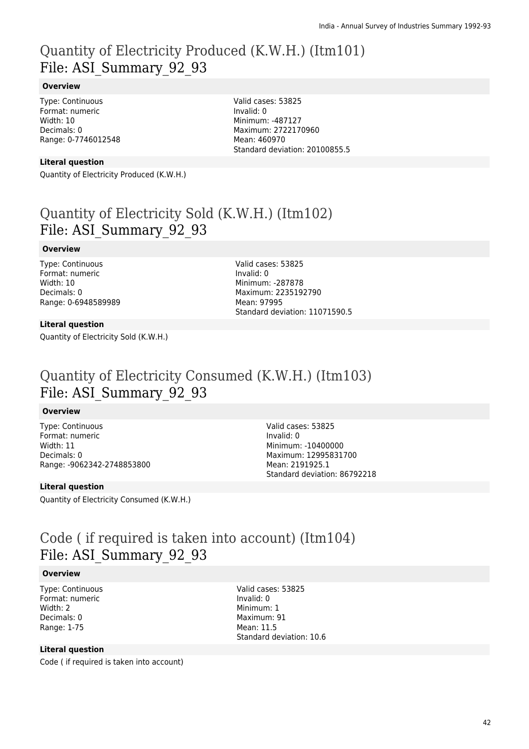# Quantity of Electricity Produced (K.W.H.) (Itm101)
File: ASI_Summary_92_93

**Overview**

Type: Continuous
Format: numeric
Width: 10
Decimals: 0
Range: 0-7746012548

Valid cases: 53825
Invalid: 0
Minimum: -487127
Maximum: 2722170960
Mean: 460970
Standard deviation: 20100855.5

**Literal question**

Quantity of Electricity Produced (K.W.H.)

# Quantity of Electricity Sold (K.W.H.) (Itm102)
File: ASI_Summary_92_93

**Overview**

Type: Continuous
Format: numeric
Width: 10
Decimals: 0
Range: 0-6948589989

Valid cases: 53825
Invalid: 0
Minimum: -287878
Maximum: 2235192790
Mean: 97995
Standard deviation: 11071590.5

**Literal question**

Quantity of Electricity Sold (K.W.H.)

# Quantity of Electricity Consumed (K.W.H.) (Itm103)
File: ASI_Summary_92_93

**Overview**

Type: Continuous
Format: numeric
Width: 11
Decimals: 0
Range: -9062342-2748853800

Valid cases: 53825
Invalid: 0
Minimum: -10400000
Maximum: 12995831700
Mean: 2191925.1
Standard deviation: 86792218

**Literal question**

Quantity of Electricity Consumed (K.W.H.)

# Code ( if required is taken into account) (Itm104)
File: ASI_Summary_92_93

**Overview**

Type: Continuous
Format: numeric
Width: 2
Decimals: 0
Range: 1-75

Valid cases: 53825
Invalid: 0
Minimum: 1
Maximum: 91
Mean: 11.5
Standard deviation: 10.6

**Literal question**

Code ( if required is taken into account)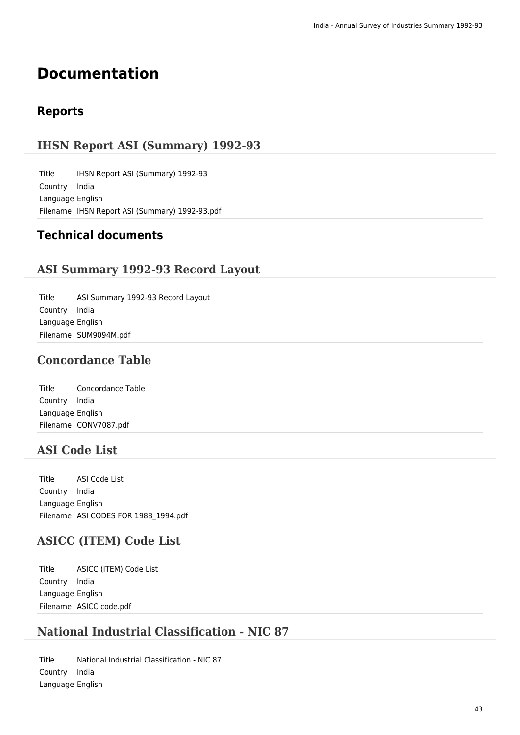# Documentation

## Reports

### IHSN Report ASI (Summary) 1992-93

| | |
|---|---|
| Title | IHSN Report ASI (Summary) 1992-93 |
| Country | India |
| Language | English |
| Filename | IHSN Report ASI (Summary) 1992-93.pdf |

## Technical documents

### ASI Summary 1992-93 Record Layout

| | |
|---|---|
| Title | ASI Summary 1992-93 Record Layout |
| Country | India |
| Language | English |
| Filename | SUM9094M.pdf |

### Concordance Table

| | |
|---|---|
| Title | Concordance Table |
| Country | India |
| Language | English |
| Filename | CONV7087.pdf |

### ASI Code List

| | |
|---|---|
| Title | ASI Code List |
| Country | India |
| Language | English |
| Filename | ASI CODES FOR 1988_1994.pdf |

### ASICC (ITEM) Code List

| | |
|---|---|
| Title | ASICC (ITEM) Code List |
| Country | India |
| Language | English |
| Filename | ASICC code.pdf |

### National Industrial Classification - NIC 87

| | |
|---|---|
| Title | National Industrial Classification - NIC 87 |
| Country | India |
| Language | English |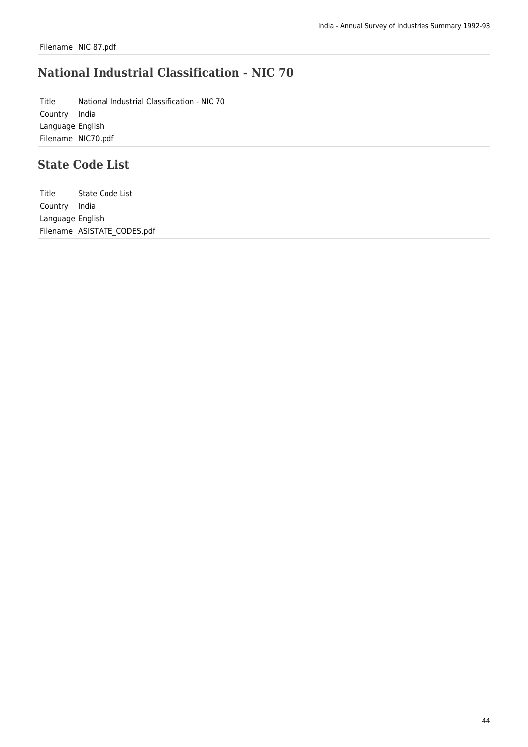Filename NIC 87.pdf

## National Industrial Classification - NIC 70

| | |
|---|---|
| Title | National Industrial Classification - NIC 70 |
| Country | India |
| Language | English |
| Filename | NIC70.pdf |

## State Code List

| | |
|---|---|
| Title | State Code List |
| Country | India |
| Language | English |
| Filename | ASISTATE_CODES.pdf |